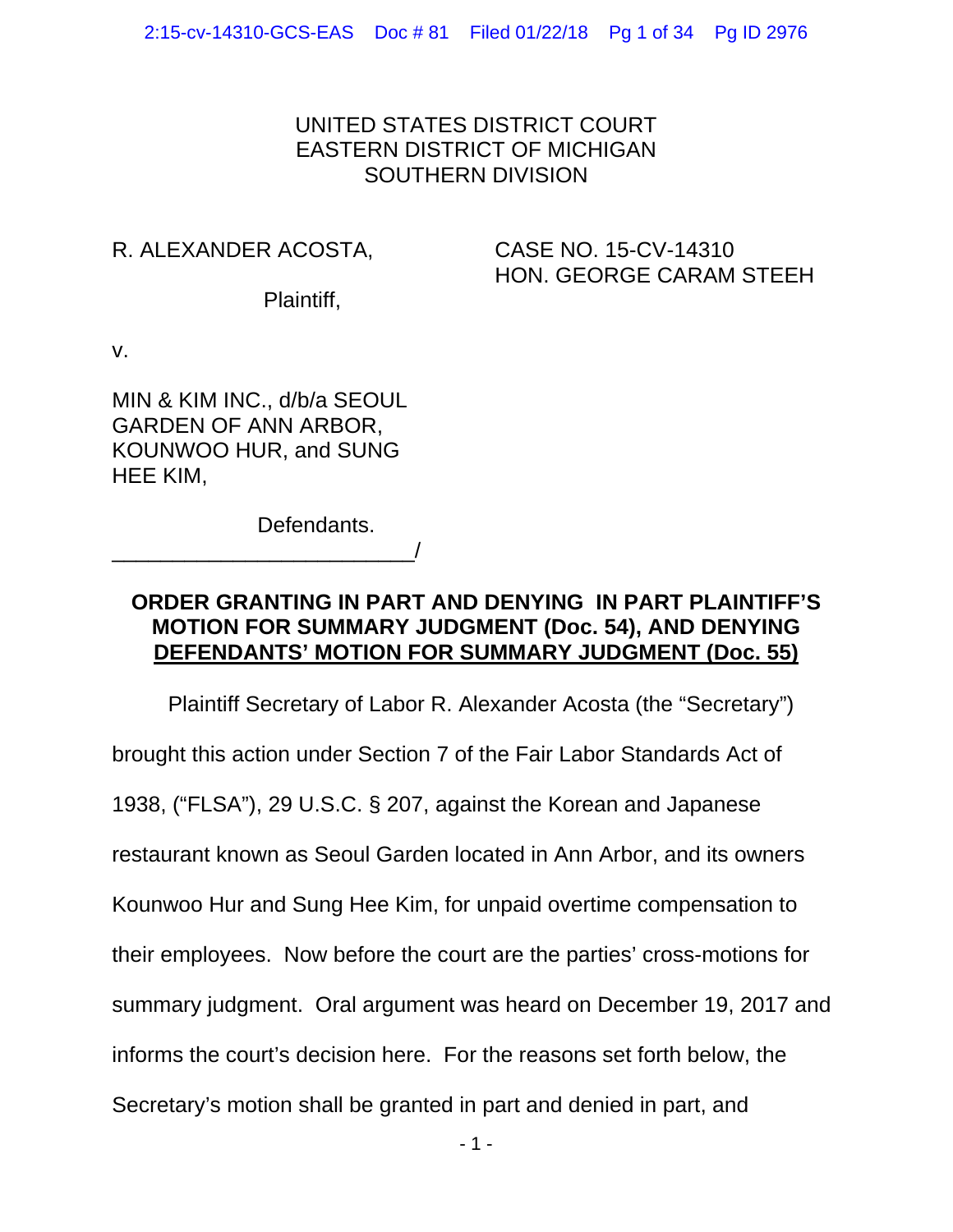UNITED STATES DISTRICT COURT
EASTERN DISTRICT OF MICHIGAN
SOUTHERN DIVISION

R. ALEXANDER ACOSTA,

Plaintiff,

v.

MIN & KIM INC., d/b/a SEOUL GARDEN OF ANN ARBOR, KOUNWOO HUR, and SUNG HEE KIM,

Defendants.
_________________________/

CASE NO. 15-CV-14310
HON. GEORGE CARAM STEEH

**ORDER GRANTING IN PART AND DENYING IN PART PLAINTIFF'S MOTION FOR SUMMARY JUDGMENT (Doc. 54), AND DENYING DEFENDANTS' MOTION FOR SUMMARY JUDGMENT (Doc. 55)**

Plaintiff Secretary of Labor R. Alexander Acosta (the "Secretary") brought this action under Section 7 of the Fair Labor Standards Act of 1938, ("FLSA"), 29 U.S.C. § 207, against the Korean and Japanese restaurant known as Seoul Garden located in Ann Arbor, and its owners Kounwoo Hur and Sung Hee Kim, for unpaid overtime compensation to their employees. Now before the court are the parties' cross-motions for summary judgment. Oral argument was heard on December 19, 2017 and informs the court's decision here. For the reasons set forth below, the Secretary's motion shall be granted in part and denied in part, and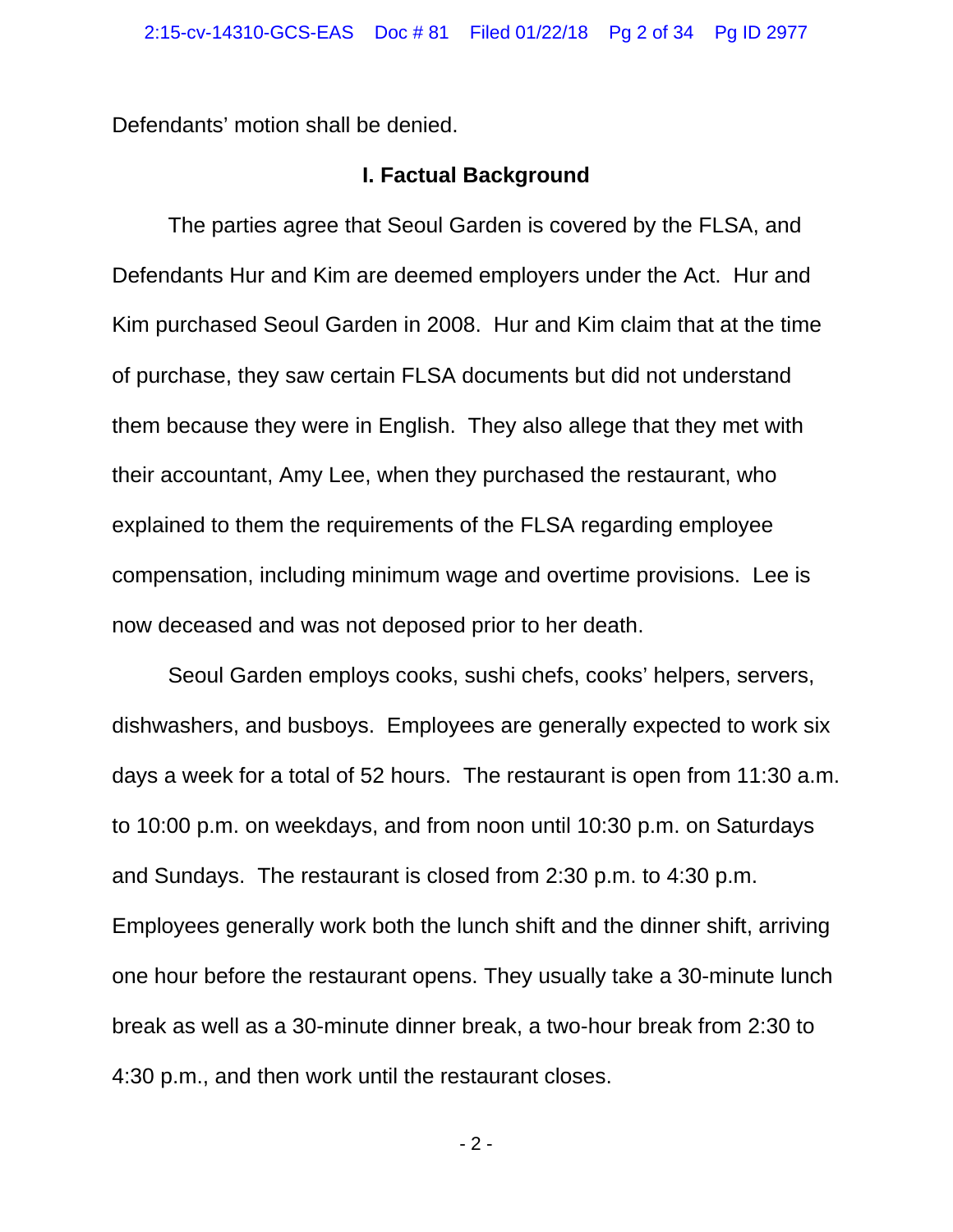Defendants' motion shall be denied.

## I. Factual Background

The parties agree that Seoul Garden is covered by the FLSA, and Defendants Hur and Kim are deemed employers under the Act. Hur and Kim purchased Seoul Garden in 2008. Hur and Kim claim that at the time of purchase, they saw certain FLSA documents but did not understand them because they were in English. They also allege that they met with their accountant, Amy Lee, when they purchased the restaurant, who explained to them the requirements of the FLSA regarding employee compensation, including minimum wage and overtime provisions. Lee is now deceased and was not deposed prior to her death.

Seoul Garden employs cooks, sushi chefs, cooks' helpers, servers, dishwashers, and busboys. Employees are generally expected to work six days a week for a total of 52 hours. The restaurant is open from 11:30 a.m. to 10:00 p.m. on weekdays, and from noon until 10:30 p.m. on Saturdays and Sundays. The restaurant is closed from 2:30 p.m. to 4:30 p.m. Employees generally work both the lunch shift and the dinner shift, arriving one hour before the restaurant opens. They usually take a 30-minute lunch break as well as a 30-minute dinner break, a two-hour break from 2:30 to 4:30 p.m., and then work until the restaurant closes.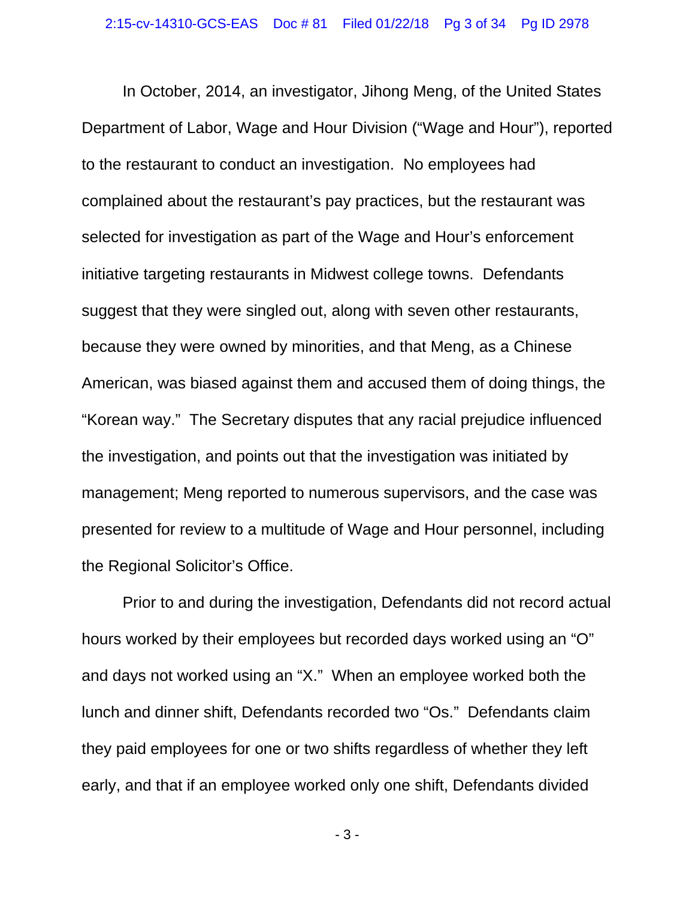In October, 2014, an investigator, Jihong Meng, of the United States Department of Labor, Wage and Hour Division ("Wage and Hour"), reported to the restaurant to conduct an investigation. No employees had complained about the restaurant's pay practices, but the restaurant was selected for investigation as part of the Wage and Hour's enforcement initiative targeting restaurants in Midwest college towns. Defendants suggest that they were singled out, along with seven other restaurants, because they were owned by minorities, and that Meng, as a Chinese American, was biased against them and accused them of doing things, the "Korean way." The Secretary disputes that any racial prejudice influenced the investigation, and points out that the investigation was initiated by management; Meng reported to numerous supervisors, and the case was presented for review to a multitude of Wage and Hour personnel, including the Regional Solicitor's Office.

Prior to and during the investigation, Defendants did not record actual hours worked by their employees but recorded days worked using an "O" and days not worked using an "X." When an employee worked both the lunch and dinner shift, Defendants recorded two "Os." Defendants claim they paid employees for one or two shifts regardless of whether they left early, and that if an employee worked only one shift, Defendants divided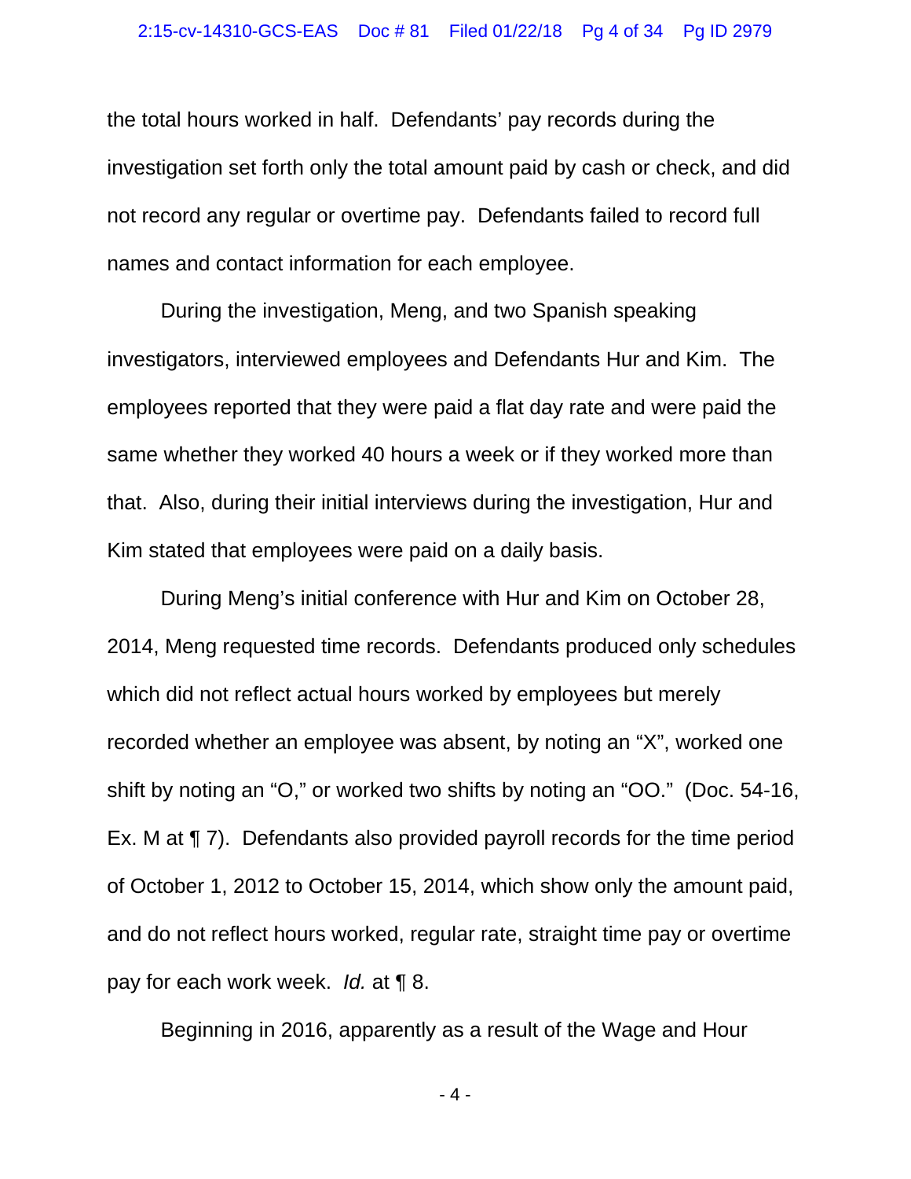the total hours worked in half. Defendants' pay records during the investigation set forth only the total amount paid by cash or check, and did not record any regular or overtime pay. Defendants failed to record full names and contact information for each employee.

During the investigation, Meng, and two Spanish speaking investigators, interviewed employees and Defendants Hur and Kim. The employees reported that they were paid a flat day rate and were paid the same whether they worked 40 hours a week or if they worked more than that. Also, during their initial interviews during the investigation, Hur and Kim stated that employees were paid on a daily basis.

During Meng's initial conference with Hur and Kim on October 28, 2014, Meng requested time records. Defendants produced only schedules which did not reflect actual hours worked by employees but merely recorded whether an employee was absent, by noting an "X", worked one shift by noting an "O," or worked two shifts by noting an "OO." (Doc. 54-16, Ex. M at ¶ 7). Defendants also provided payroll records for the time period of October 1, 2012 to October 15, 2014, which show only the amount paid, and do not reflect hours worked, regular rate, straight time pay or overtime pay for each work week. *Id.* at ¶ 8.

Beginning in 2016, apparently as a result of the Wage and Hour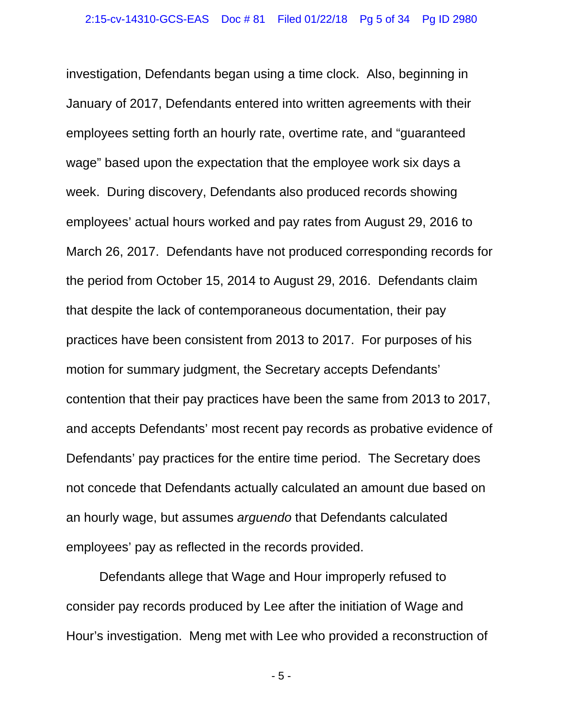investigation, Defendants began using a time clock. Also, beginning in January of 2017, Defendants entered into written agreements with their employees setting forth an hourly rate, overtime rate, and "guaranteed wage" based upon the expectation that the employee work six days a week. During discovery, Defendants also produced records showing employees' actual hours worked and pay rates from August 29, 2016 to March 26, 2017. Defendants have not produced corresponding records for the period from October 15, 2014 to August 29, 2016. Defendants claim that despite the lack of contemporaneous documentation, their pay practices have been consistent from 2013 to 2017. For purposes of his motion for summary judgment, the Secretary accepts Defendants' contention that their pay practices have been the same from 2013 to 2017, and accepts Defendants' most recent pay records as probative evidence of Defendants' pay practices for the entire time period. The Secretary does not concede that Defendants actually calculated an amount due based on an hourly wage, but assumes *arguendo* that Defendants calculated employees' pay as reflected in the records provided.

Defendants allege that Wage and Hour improperly refused to consider pay records produced by Lee after the initiation of Wage and Hour's investigation. Meng met with Lee who provided a reconstruction of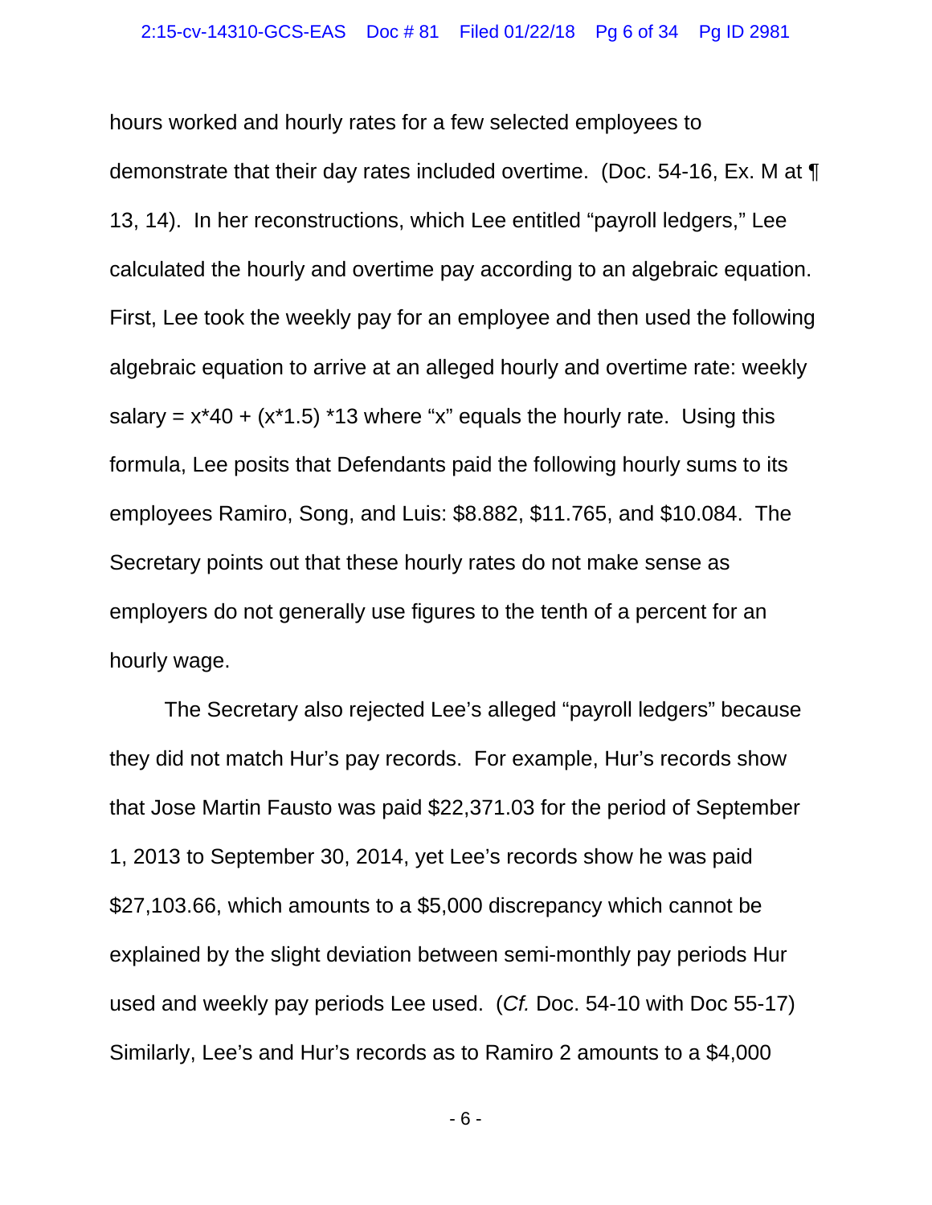hours worked and hourly rates for a few selected employees to demonstrate that their day rates included overtime. (Doc. 54-16, Ex. M at ¶ 13, 14). In her reconstructions, which Lee entitled "payroll ledgers," Lee calculated the hourly and overtime pay according to an algebraic equation. First, Lee took the weekly pay for an employee and then used the following algebraic equation to arrive at an alleged hourly and overtime rate: weekly salary = $x*40 + (x*1.5) *13$ where "x" equals the hourly rate. Using this formula, Lee posits that Defendants paid the following hourly sums to its employees Ramiro, Song, and Luis: $8.882, $11.765, and $10.084. The Secretary points out that these hourly rates do not make sense as employers do not generally use figures to the tenth of a percent for an hourly wage.

The Secretary also rejected Lee's alleged "payroll ledgers" because they did not match Hur's pay records. For example, Hur's records show that Jose Martin Fausto was paid $22,371.03 for the period of September 1, 2013 to September 30, 2014, yet Lee's records show he was paid $27,103.66, which amounts to a $5,000 discrepancy which cannot be explained by the slight deviation between semi-monthly pay periods Hur used and weekly pay periods Lee used. (*Cf.* Doc. 54-10 with Doc 55-17) Similarly, Lee's and Hur's records as to Ramiro 2 amounts to a $4,000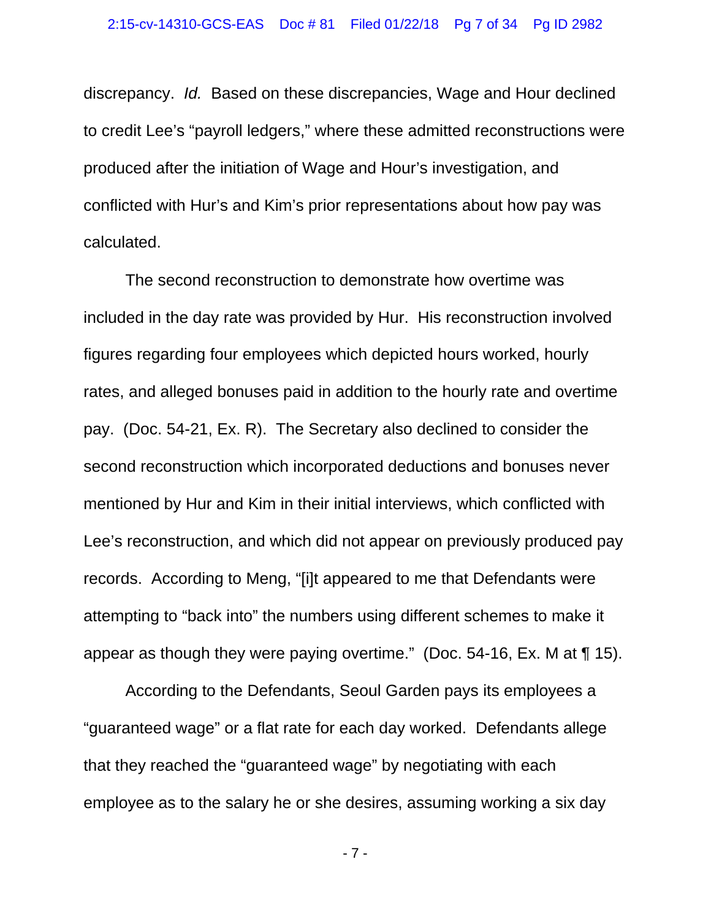discrepancy. *Id.* Based on these discrepancies, Wage and Hour declined to credit Lee's "payroll ledgers," where these admitted reconstructions were produced after the initiation of Wage and Hour's investigation, and conflicted with Hur's and Kim's prior representations about how pay was calculated.

The second reconstruction to demonstrate how overtime was included in the day rate was provided by Hur. His reconstruction involved figures regarding four employees which depicted hours worked, hourly rates, and alleged bonuses paid in addition to the hourly rate and overtime pay. (Doc. 54-21, Ex. R). The Secretary also declined to consider the second reconstruction which incorporated deductions and bonuses never mentioned by Hur and Kim in their initial interviews, which conflicted with Lee's reconstruction, and which did not appear on previously produced pay records. According to Meng, "[i]t appeared to me that Defendants were attempting to "back into" the numbers using different schemes to make it appear as though they were paying overtime." (Doc. 54-16, Ex. M at ¶ 15).

According to the Defendants, Seoul Garden pays its employees a "guaranteed wage" or a flat rate for each day worked. Defendants allege that they reached the "guaranteed wage" by negotiating with each employee as to the salary he or she desires, assuming working a six day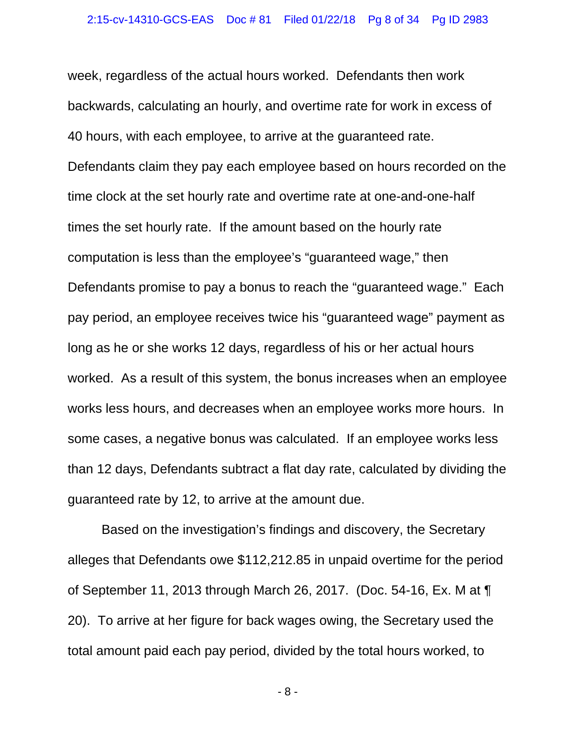week, regardless of the actual hours worked. Defendants then work backwards, calculating an hourly, and overtime rate for work in excess of 40 hours, with each employee, to arrive at the guaranteed rate. Defendants claim they pay each employee based on hours recorded on the time clock at the set hourly rate and overtime rate at one-and-one-half times the set hourly rate. If the amount based on the hourly rate computation is less than the employee's "guaranteed wage," then Defendants promise to pay a bonus to reach the "guaranteed wage." Each pay period, an employee receives twice his "guaranteed wage" payment as long as he or she works 12 days, regardless of his or her actual hours worked. As a result of this system, the bonus increases when an employee works less hours, and decreases when an employee works more hours. In some cases, a negative bonus was calculated. If an employee works less than 12 days, Defendants subtract a flat day rate, calculated by dividing the guaranteed rate by 12, to arrive at the amount due.

Based on the investigation's findings and discovery, the Secretary alleges that Defendants owe $112,212.85 in unpaid overtime for the period of September 11, 2013 through March 26, 2017. (Doc. 54-16, Ex. M at ¶ 20). To arrive at her figure for back wages owing, the Secretary used the total amount paid each pay period, divided by the total hours worked, to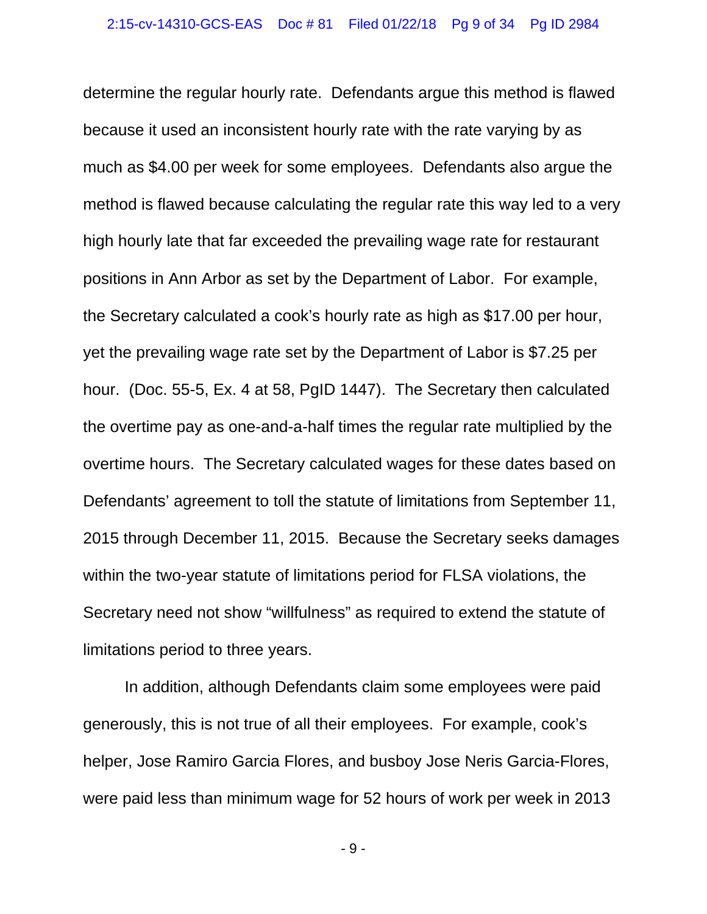determine the regular hourly rate. Defendants argue this method is flawed because it used an inconsistent hourly rate with the rate varying by as much as $4.00 per week for some employees. Defendants also argue the method is flawed because calculating the regular rate this way led to a very high hourly late that far exceeded the prevailing wage rate for restaurant positions in Ann Arbor as set by the Department of Labor. For example, the Secretary calculated a cook's hourly rate as high as $17.00 per hour, yet the prevailing wage rate set by the Department of Labor is $7.25 per hour. (Doc. 55-5, Ex. 4 at 58, PgID 1447). The Secretary then calculated the overtime pay as one-and-a-half times the regular rate multiplied by the overtime hours. The Secretary calculated wages for these dates based on Defendants' agreement to toll the statute of limitations from September 11, 2015 through December 11, 2015. Because the Secretary seeks damages within the two-year statute of limitations period for FLSA violations, the Secretary need not show "willfulness" as required to extend the statute of limitations period to three years.

In addition, although Defendants claim some employees were paid generously, this is not true of all their employees. For example, cook's helper, Jose Ramiro Garcia Flores, and busboy Jose Neris Garcia-Flores, were paid less than minimum wage for 52 hours of work per week in 2013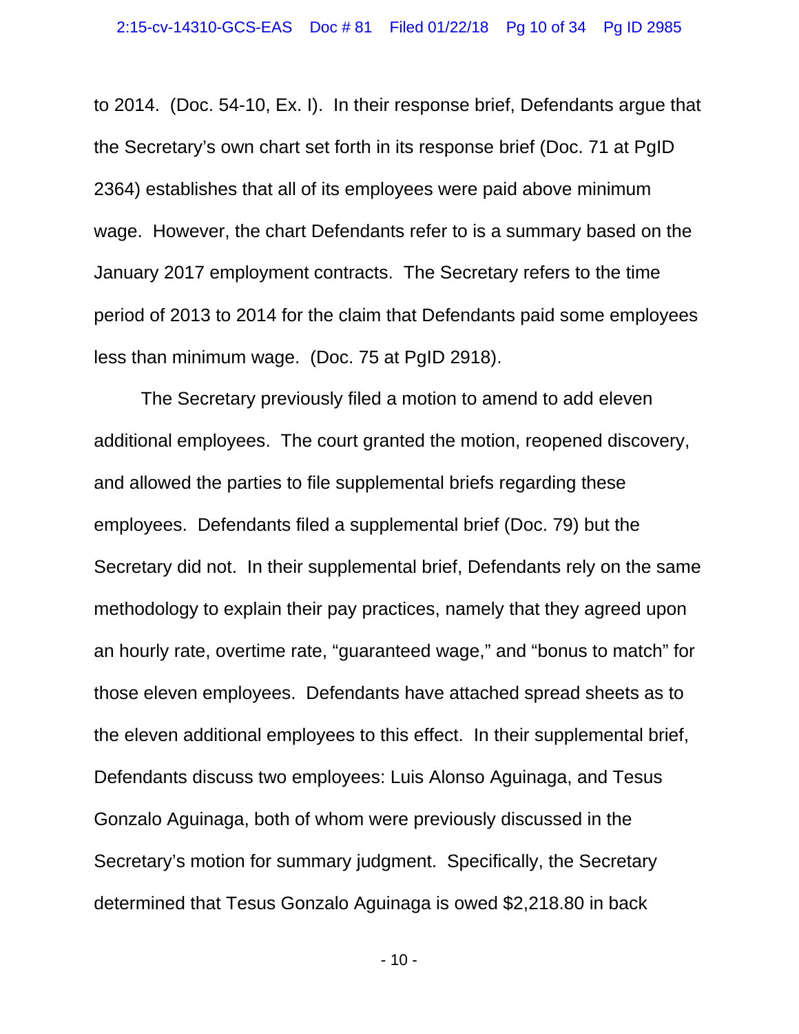to 2014. (Doc. 54-10, Ex. I). In their response brief, Defendants argue that the Secretary's own chart set forth in its response brief (Doc. 71 at PgID 2364) establishes that all of its employees were paid above minimum wage. However, the chart Defendants refer to is a summary based on the January 2017 employment contracts. The Secretary refers to the time period of 2013 to 2014 for the claim that Defendants paid some employees less than minimum wage. (Doc. 75 at PgID 2918).

The Secretary previously filed a motion to amend to add eleven additional employees. The court granted the motion, reopened discovery, and allowed the parties to file supplemental briefs regarding these employees. Defendants filed a supplemental brief (Doc. 79) but the Secretary did not. In their supplemental brief, Defendants rely on the same methodology to explain their pay practices, namely that they agreed upon an hourly rate, overtime rate, "guaranteed wage," and "bonus to match" for those eleven employees. Defendants have attached spread sheets as to the eleven additional employees to this effect. In their supplemental brief, Defendants discuss two employees: Luis Alonso Aguinaga, and Tesus Gonzalo Aguinaga, both of whom were previously discussed in the Secretary's motion for summary judgment. Specifically, the Secretary determined that Tesus Gonzalo Aguinaga is owed $2,218.80 in back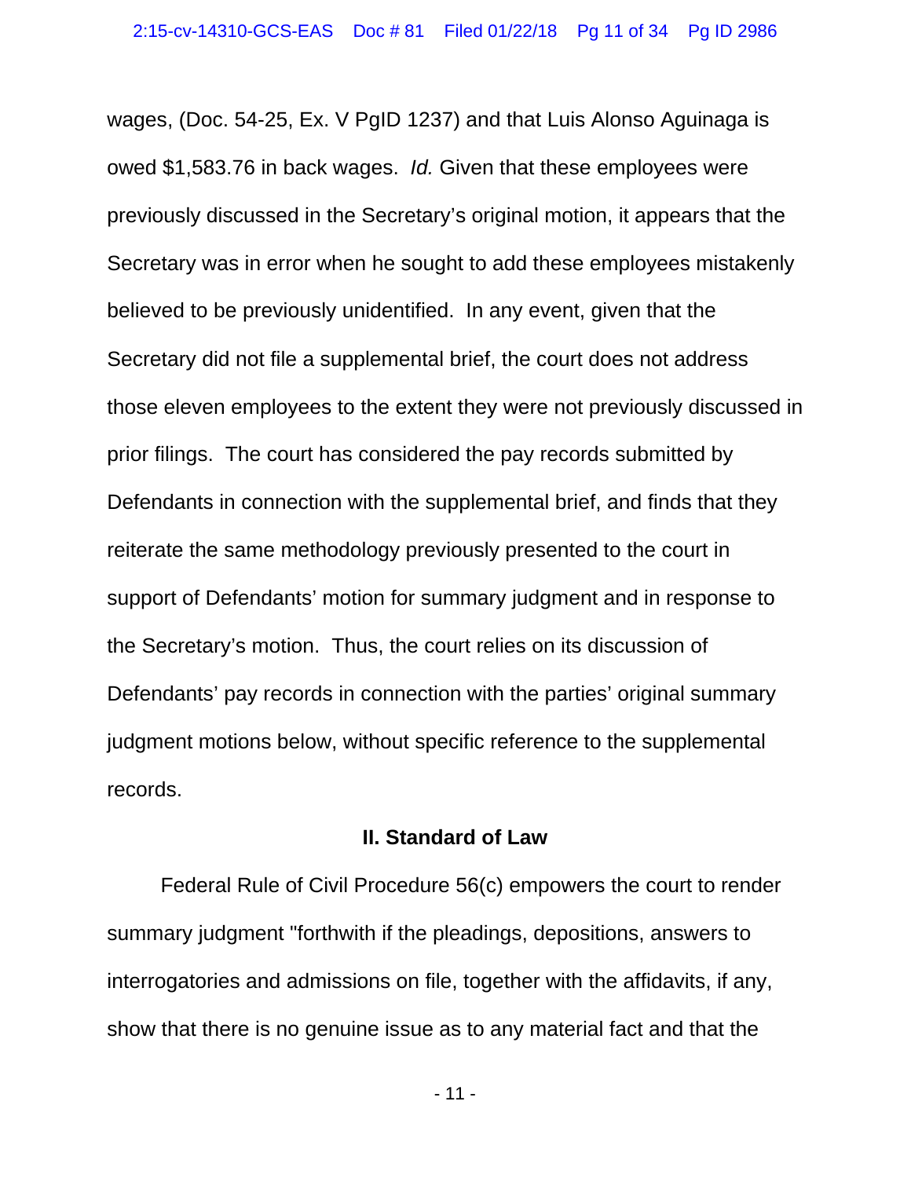wages, (Doc. 54-25, Ex. V PgID 1237) and that Luis Alonso Aguinaga is owed $1,583.76 in back wages. *Id.* Given that these employees were previously discussed in the Secretary's original motion, it appears that the Secretary was in error when he sought to add these employees mistakenly believed to be previously unidentified. In any event, given that the Secretary did not file a supplemental brief, the court does not address those eleven employees to the extent they were not previously discussed in prior filings. The court has considered the pay records submitted by Defendants in connection with the supplemental brief, and finds that they reiterate the same methodology previously presented to the court in support of Defendants' motion for summary judgment and in response to the Secretary's motion. Thus, the court relies on its discussion of Defendants' pay records in connection with the parties' original summary judgment motions below, without specific reference to the supplemental records.

## II. Standard of Law

Federal Rule of Civil Procedure 56(c) empowers the court to render summary judgment "forthwith if the pleadings, depositions, answers to interrogatories and admissions on file, together with the affidavits, if any, show that there is no genuine issue as to any material fact and that the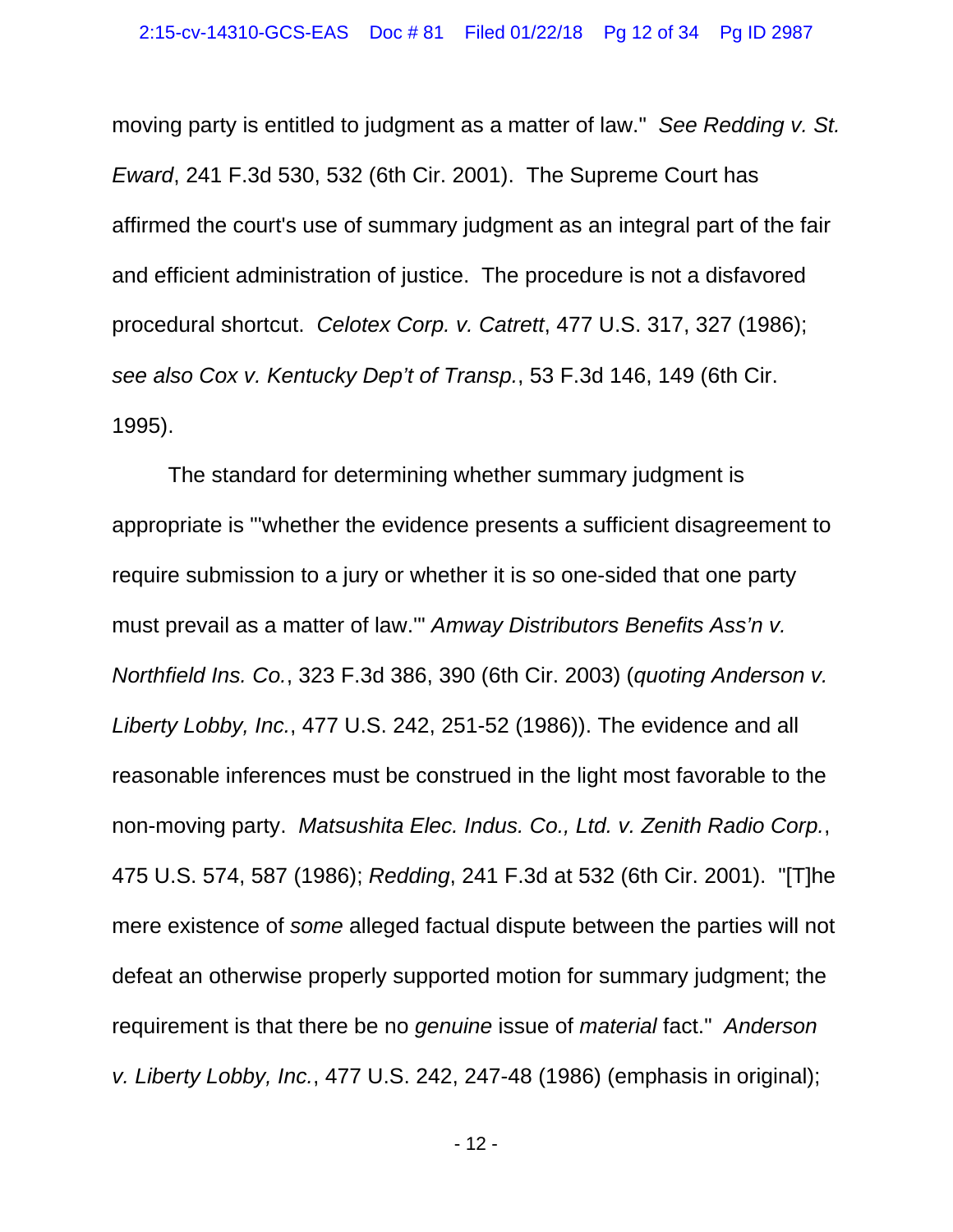moving party is entitled to judgment as a matter of law." *See Redding v. St. Eward*, 241 F.3d 530, 532 (6th Cir. 2001). The Supreme Court has affirmed the court's use of summary judgment as an integral part of the fair and efficient administration of justice. The procedure is not a disfavored procedural shortcut. *Celotex Corp. v. Catrett*, 477 U.S. 317, 327 (1986); *see also Cox v. Kentucky Dep't of Transp.*, 53 F.3d 146, 149 (6th Cir. 1995).

The standard for determining whether summary judgment is appropriate is "'whether the evidence presents a sufficient disagreement to require submission to a jury or whether it is so one-sided that one party must prevail as a matter of law.'" *Amway Distributors Benefits Ass'n v. Northfield Ins. Co.*, 323 F.3d 386, 390 (6th Cir. 2003) (*quoting Anderson v. Liberty Lobby, Inc.*, 477 U.S. 242, 251-52 (1986)). The evidence and all reasonable inferences must be construed in the light most favorable to the non-moving party. *Matsushita Elec. Indus. Co., Ltd. v. Zenith Radio Corp.*, 475 U.S. 574, 587 (1986); *Redding*, 241 F.3d at 532 (6th Cir. 2001). "[T]he mere existence of *some* alleged factual dispute between the parties will not defeat an otherwise properly supported motion for summary judgment; the requirement is that there be no *genuine* issue of *material* fact." *Anderson v. Liberty Lobby, Inc.*, 477 U.S. 242, 247-48 (1986) (emphasis in original);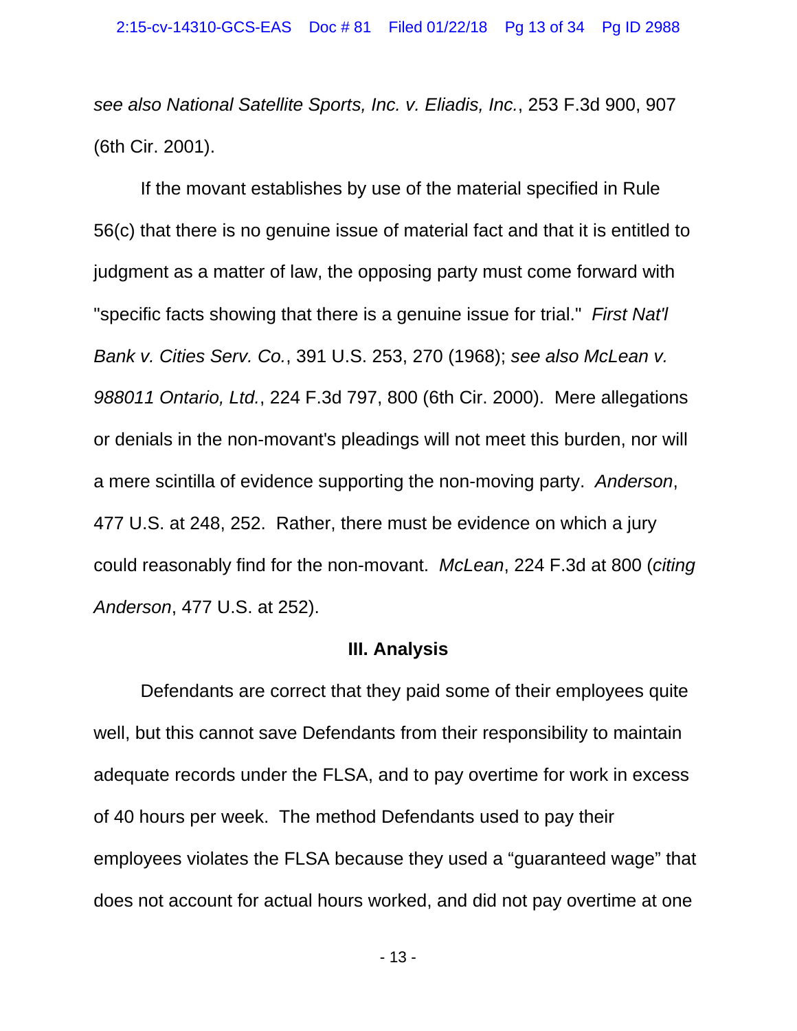*see also National Satellite Sports, Inc. v. Eliadis, Inc.*, 253 F.3d 900, 907 (6th Cir. 2001).

If the movant establishes by use of the material specified in Rule 56(c) that there is no genuine issue of material fact and that it is entitled to judgment as a matter of law, the opposing party must come forward with "specific facts showing that there is a genuine issue for trial." *First Nat'l Bank v. Cities Serv. Co.*, 391 U.S. 253, 270 (1968); *see also McLean v. 988011 Ontario, Ltd.*, 224 F.3d 797, 800 (6th Cir. 2000). Mere allegations or denials in the non-movant's pleadings will not meet this burden, nor will a mere scintilla of evidence supporting the non-moving party. *Anderson*, 477 U.S. at 248, 252. Rather, there must be evidence on which a jury could reasonably find for the non-movant. *McLean*, 224 F.3d at 800 (*citing Anderson*, 477 U.S. at 252).

## III. Analysis

Defendants are correct that they paid some of their employees quite well, but this cannot save Defendants from their responsibility to maintain adequate records under the FLSA, and to pay overtime for work in excess of 40 hours per week. The method Defendants used to pay their employees violates the FLSA because they used a "guaranteed wage" that does not account for actual hours worked, and did not pay overtime at one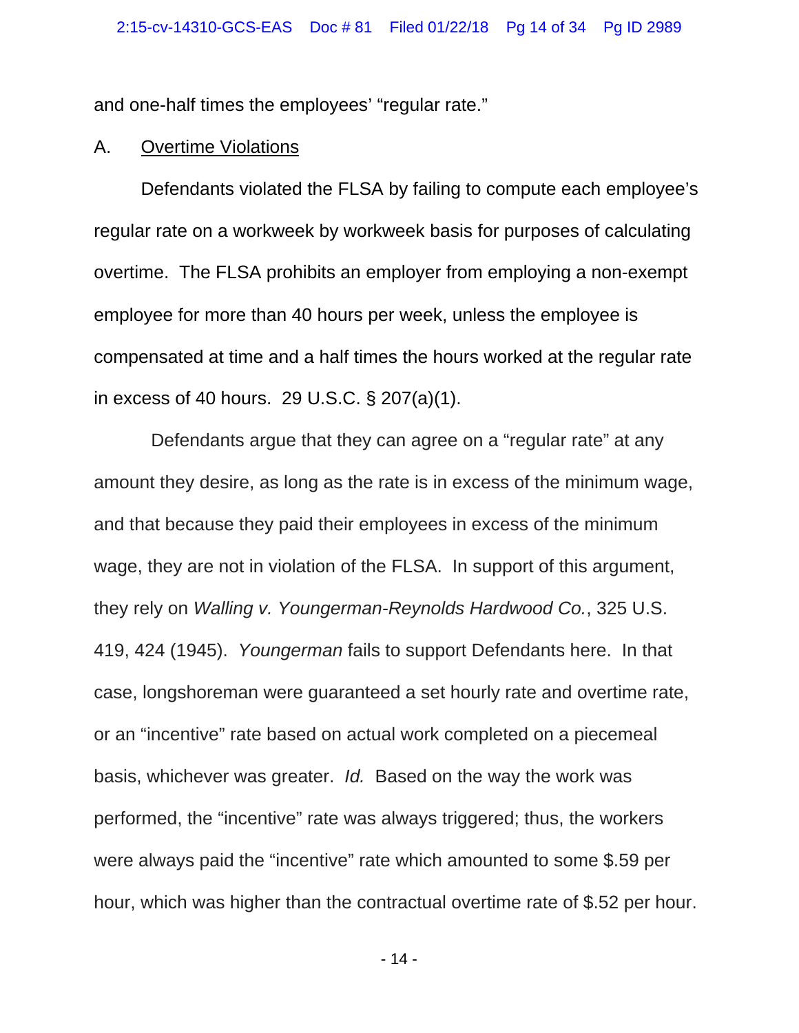and one-half times the employees' "regular rate."

A. <u>Overtime Violations</u>

Defendants violated the FLSA by failing to compute each employee's regular rate on a workweek by workweek basis for purposes of calculating overtime. The FLSA prohibits an employer from employing a non-exempt employee for more than 40 hours per week, unless the employee is compensated at time and a half times the hours worked at the regular rate in excess of 40 hours. 29 U.S.C. § 207(a)(1).

Defendants argue that they can agree on a "regular rate" at any amount they desire, as long as the rate is in excess of the minimum wage, and that because they paid their employees in excess of the minimum wage, they are not in violation of the FLSA. In support of this argument, they rely on *Walling v. Youngerman-Reynolds Hardwood Co.*, 325 U.S. 419, 424 (1945). *Youngerman* fails to support Defendants here. In that case, longshoreman were guaranteed a set hourly rate and overtime rate, or an "incentive" rate based on actual work completed on a piecemeal basis, whichever was greater. *Id.* Based on the way the work was performed, the "incentive" rate was always triggered; thus, the workers were always paid the "incentive" rate which amounted to some $.59 per hour, which was higher than the contractual overtime rate of $.52 per hour.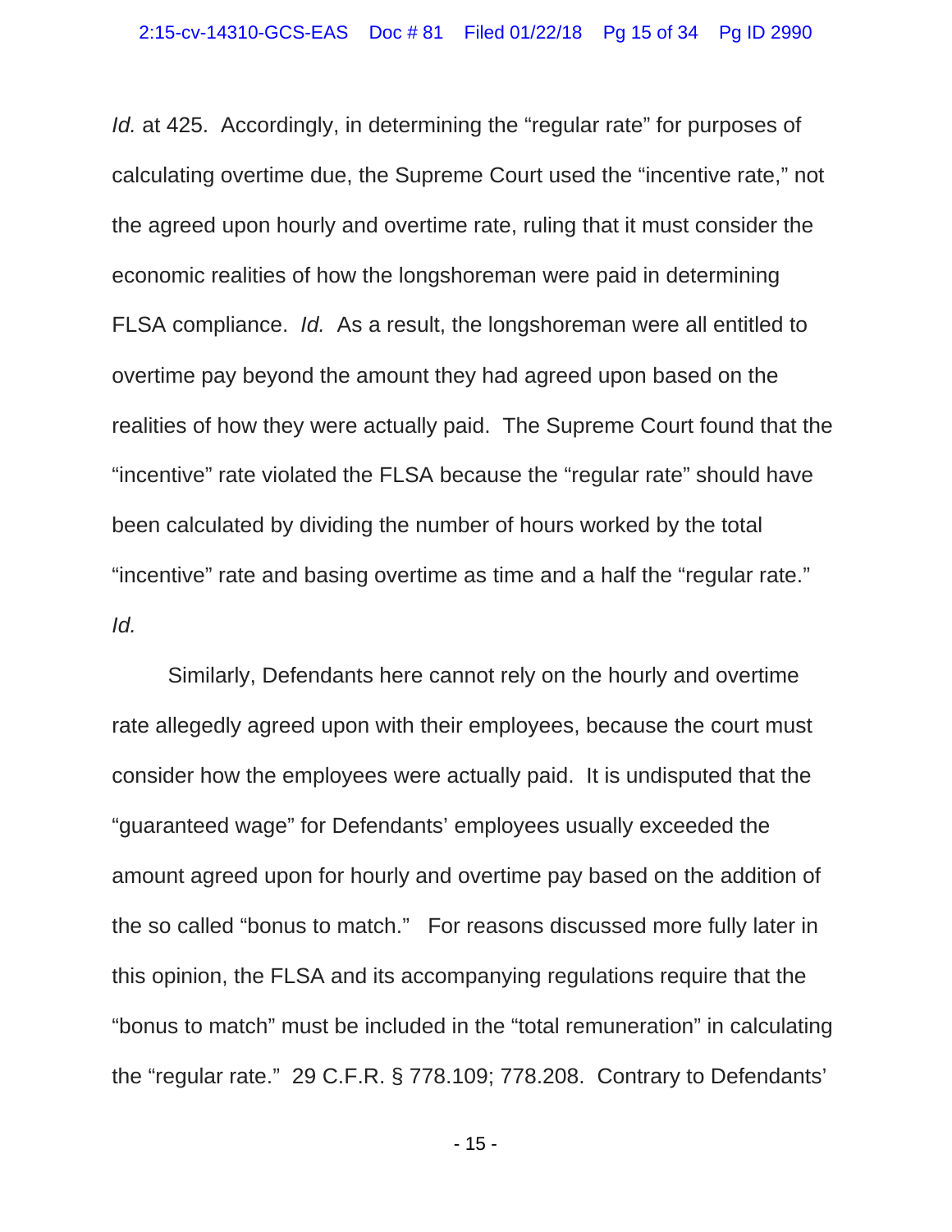*Id.* at 425. Accordingly, in determining the "regular rate" for purposes of calculating overtime due, the Supreme Court used the "incentive rate," not the agreed upon hourly and overtime rate, ruling that it must consider the economic realities of how the longshoreman were paid in determining FLSA compliance. *Id.* As a result, the longshoreman were all entitled to overtime pay beyond the amount they had agreed upon based on the realities of how they were actually paid. The Supreme Court found that the "incentive" rate violated the FLSA because the "regular rate" should have been calculated by dividing the number of hours worked by the total "incentive" rate and basing overtime as time and a half the "regular rate." *Id.*

Similarly, Defendants here cannot rely on the hourly and overtime rate allegedly agreed upon with their employees, because the court must consider how the employees were actually paid. It is undisputed that the "guaranteed wage" for Defendants' employees usually exceeded the amount agreed upon for hourly and overtime pay based on the addition of the so called "bonus to match." For reasons discussed more fully later in this opinion, the FLSA and its accompanying regulations require that the "bonus to match" must be included in the "total remuneration" in calculating the "regular rate." 29 C.F.R. § 778.109; 778.208. Contrary to Defendants'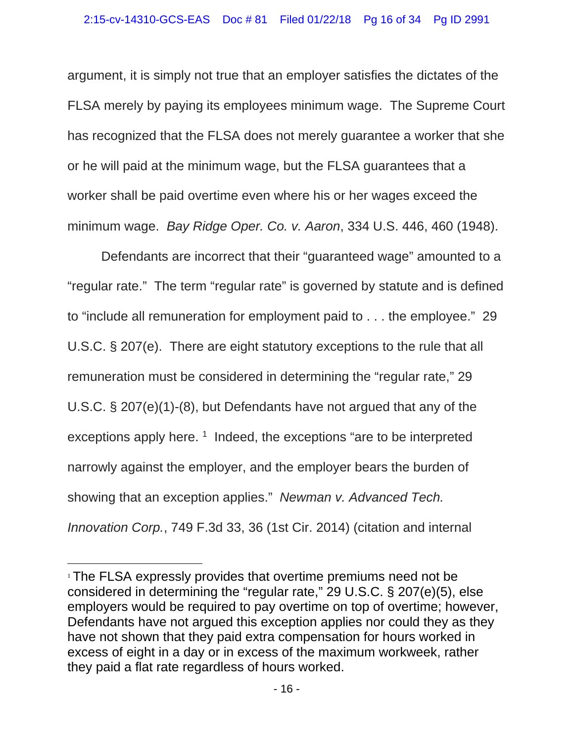argument, it is simply not true that an employer satisfies the dictates of the FLSA merely by paying its employees minimum wage. The Supreme Court has recognized that the FLSA does not merely guarantee a worker that she or he will paid at the minimum wage, but the FLSA guarantees that a worker shall be paid overtime even where his or her wages exceed the minimum wage. *Bay Ridge Oper. Co. v. Aaron*, 334 U.S. 446, 460 (1948).

Defendants are incorrect that their "guaranteed wage" amounted to a "regular rate." The term "regular rate" is governed by statute and is defined to "include all remuneration for employment paid to . . . the employee." 29 U.S.C. § 207(e). There are eight statutory exceptions to the rule that all remuneration must be considered in determining the "regular rate," 29 U.S.C. § 207(e)(1)-(8), but Defendants have not argued that any of the exceptions apply here. [1] Indeed, the exceptions "are to be interpreted narrowly against the employer, and the employer bears the burden of showing that an exception applies." *Newman v. Advanced Tech. Innovation Corp.*, 749 F.3d 33, 36 (1st Cir. 2014) (citation and internal

---

[1] The FLSA expressly provides that overtime premiums need not be considered in determining the "regular rate," 29 U.S.C. § 207(e)(5), else employers would be required to pay overtime on top of overtime; however, Defendants have not argued this exception applies nor could they as they have not shown that they paid extra compensation for hours worked in excess of eight in a day or in excess of the maximum workweek, rather they paid a flat rate regardless of hours worked.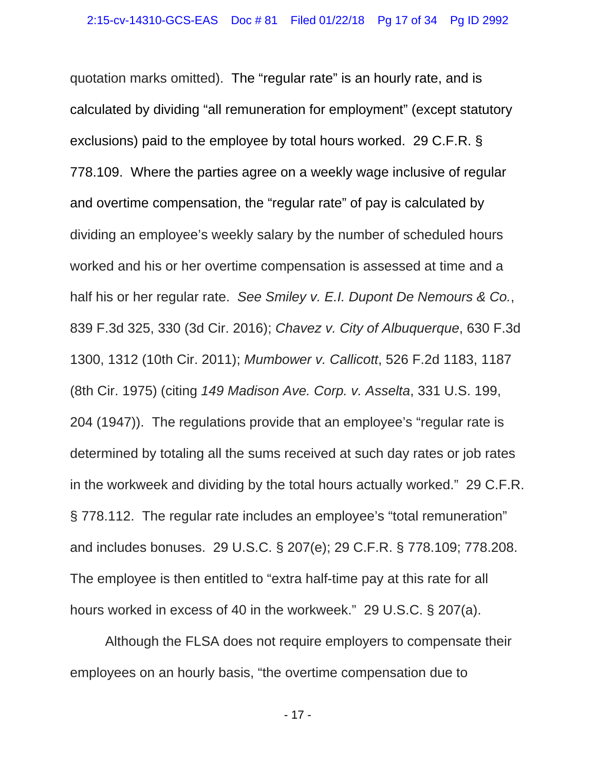quotation marks omitted). The "regular rate" is an hourly rate, and is calculated by dividing "all remuneration for employment" (except statutory exclusions) paid to the employee by total hours worked. 29 C.F.R. § 778.109. Where the parties agree on a weekly wage inclusive of regular and overtime compensation, the "regular rate" of pay is calculated by dividing an employee's weekly salary by the number of scheduled hours worked and his or her overtime compensation is assessed at time and a half his or her regular rate. *See Smiley v. E.I. Dupont De Nemours & Co.*, 839 F.3d 325, 330 (3d Cir. 2016); *Chavez v. City of Albuquerque*, 630 F.3d 1300, 1312 (10th Cir. 2011); *Mumbower v. Callicott*, 526 F.2d 1183, 1187 (8th Cir. 1975) (citing *149 Madison Ave. Corp. v. Asselta*, 331 U.S. 199, 204 (1947)). The regulations provide that an employee's "regular rate is determined by totaling all the sums received at such day rates or job rates in the workweek and dividing by the total hours actually worked." 29 C.F.R. § 778.112. The regular rate includes an employee's "total remuneration" and includes bonuses. 29 U.S.C. § 207(e); 29 C.F.R. § 778.109; 778.208. The employee is then entitled to "extra half-time pay at this rate for all hours worked in excess of 40 in the workweek." 29 U.S.C. § 207(a).

Although the FLSA does not require employers to compensate their employees on an hourly basis, "the overtime compensation due to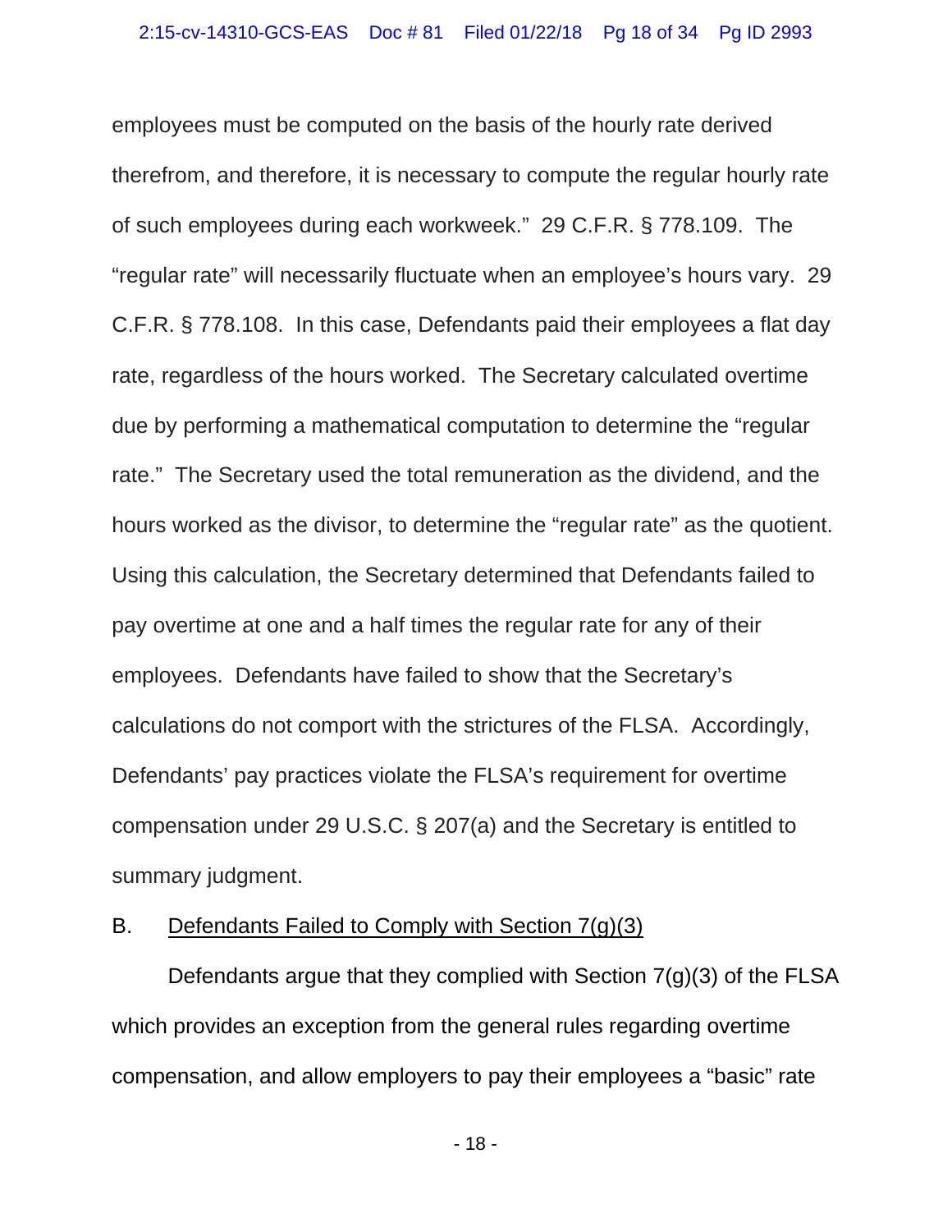employees must be computed on the basis of the hourly rate derived therefrom, and therefore, it is necessary to compute the regular hourly rate of such employees during each workweek." 29 C.F.R. § 778.109. The "regular rate" will necessarily fluctuate when an employee's hours vary. 29 C.F.R. § 778.108. In this case, Defendants paid their employees a flat day rate, regardless of the hours worked. The Secretary calculated overtime due by performing a mathematical computation to determine the "regular rate." The Secretary used the total remuneration as the dividend, and the hours worked as the divisor, to determine the "regular rate" as the quotient. Using this calculation, the Secretary determined that Defendants failed to pay overtime at one and a half times the regular rate for any of their employees. Defendants have failed to show that the Secretary's calculations do not comport with the strictures of the FLSA. Accordingly, Defendants' pay practices violate the FLSA's requirement for overtime compensation under 29 U.S.C. § 207(a) and the Secretary is entitled to summary judgment.

B. <u>Defendants Failed to Comply with Section 7(g)(3)</u>

Defendants argue that they complied with Section 7(g)(3) of the FLSA which provides an exception from the general rules regarding overtime compensation, and allow employers to pay their employees a "basic" rate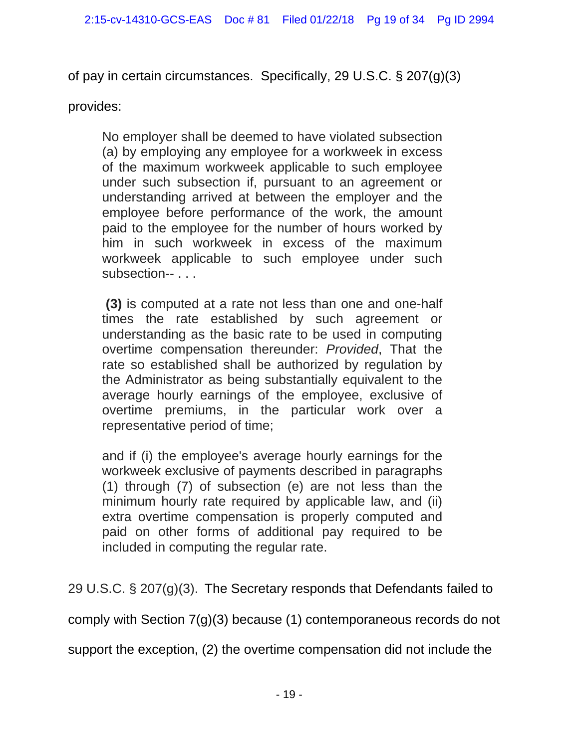of pay in certain circumstances. Specifically, 29 U.S.C. § 207(g)(3) provides:

> No employer shall be deemed to have violated subsection (a) by employing any employee for a workweek in excess of the maximum workweek applicable to such employee under such subsection if, pursuant to an agreement or understanding arrived at between the employer and the employee before performance of the work, the amount paid to the employee for the number of hours worked by him in such workweek in excess of the maximum workweek applicable to such employee under such subsection-- . . .
>
> **(3)** is computed at a rate not less than one and one-half times the rate established by such agreement or understanding as the basic rate to be used in computing overtime compensation thereunder: *Provided*, That the rate so established shall be authorized by regulation by the Administrator as being substantially equivalent to the average hourly earnings of the employee, exclusive of overtime premiums, in the particular work over a representative period of time;
>
> and if (i) the employee's average hourly earnings for the workweek exclusive of payments described in paragraphs (1) through (7) of subsection (e) are not less than the minimum hourly rate required by applicable law, and (ii) extra overtime compensation is properly computed and paid on other forms of additional pay required to be included in computing the regular rate.

29 U.S.C. § 207(g)(3). The Secretary responds that Defendants failed to comply with Section 7(g)(3) because (1) contemporaneous records do not support the exception, (2) the overtime compensation did not include the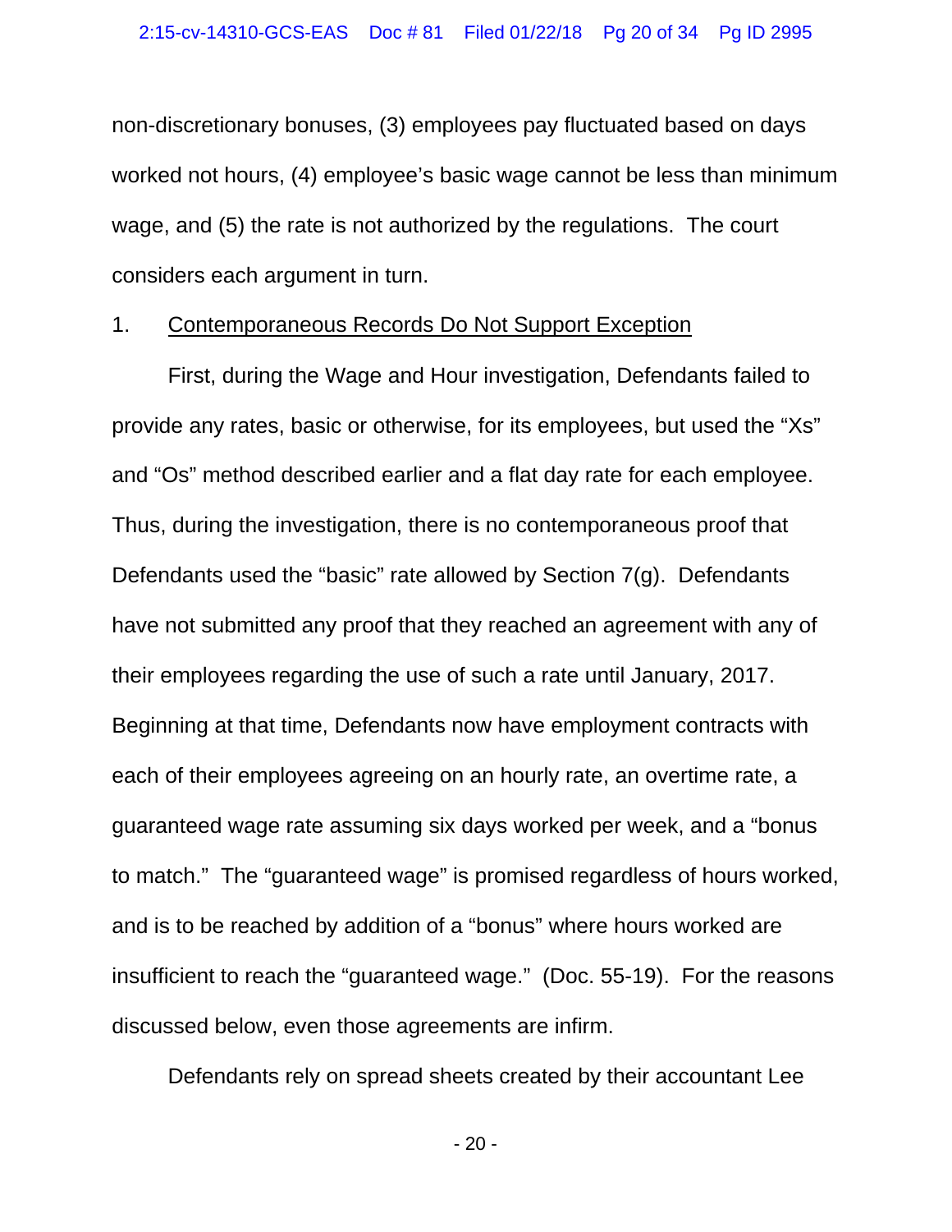non-discretionary bonuses, (3) employees pay fluctuated based on days worked not hours, (4) employee's basic wage cannot be less than minimum wage, and (5) the rate is not authorized by the regulations. The court considers each argument in turn.

1. <u>Contemporaneous Records Do Not Support Exception</u>

First, during the Wage and Hour investigation, Defendants failed to provide any rates, basic or otherwise, for its employees, but used the "Xs" and "Os" method described earlier and a flat day rate for each employee. Thus, during the investigation, there is no contemporaneous proof that Defendants used the "basic" rate allowed by Section 7(g). Defendants have not submitted any proof that they reached an agreement with any of their employees regarding the use of such a rate until January, 2017. Beginning at that time, Defendants now have employment contracts with each of their employees agreeing on an hourly rate, an overtime rate, a guaranteed wage rate assuming six days worked per week, and a "bonus to match." The "guaranteed wage" is promised regardless of hours worked, and is to be reached by addition of a "bonus" where hours worked are insufficient to reach the "guaranteed wage." (Doc. 55-19). For the reasons discussed below, even those agreements are infirm.

Defendants rely on spread sheets created by their accountant Lee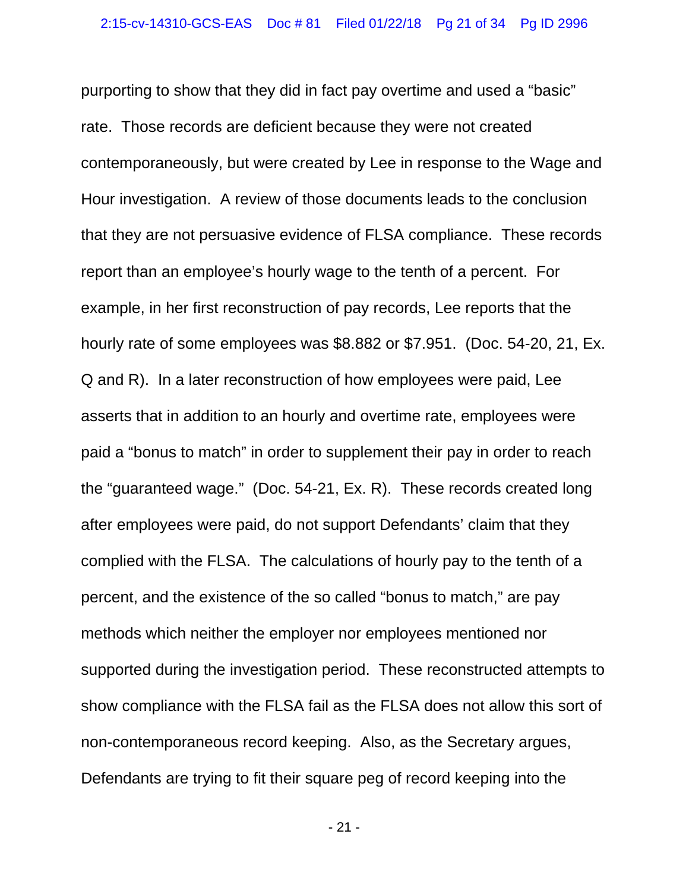purporting to show that they did in fact pay overtime and used a “basic” rate. Those records are deficient because they were not created contemporaneously, but were created by Lee in response to the Wage and Hour investigation. A review of those documents leads to the conclusion that they are not persuasive evidence of FLSA compliance. These records report than an employee’s hourly wage to the tenth of a percent. For example, in her first reconstruction of pay records, Lee reports that the hourly rate of some employees was \$8.882 or \$7.951. (Doc. 54-20, 21, Ex. Q and R). In a later reconstruction of how employees were paid, Lee asserts that in addition to an hourly and overtime rate, employees were paid a “bonus to match” in order to supplement their pay in order to reach the “guaranteed wage.” (Doc. 54-21, Ex. R). These records created long after employees were paid, do not support Defendants’ claim that they complied with the FLSA. The calculations of hourly pay to the tenth of a percent, and the existence of the so called “bonus to match,” are pay methods which neither the employer nor employees mentioned nor supported during the investigation period. These reconstructed attempts to show compliance with the FLSA fail as the FLSA does not allow this sort of non-contemporaneous record keeping. Also, as the Secretary argues, Defendants are trying to fit their square peg of record keeping into the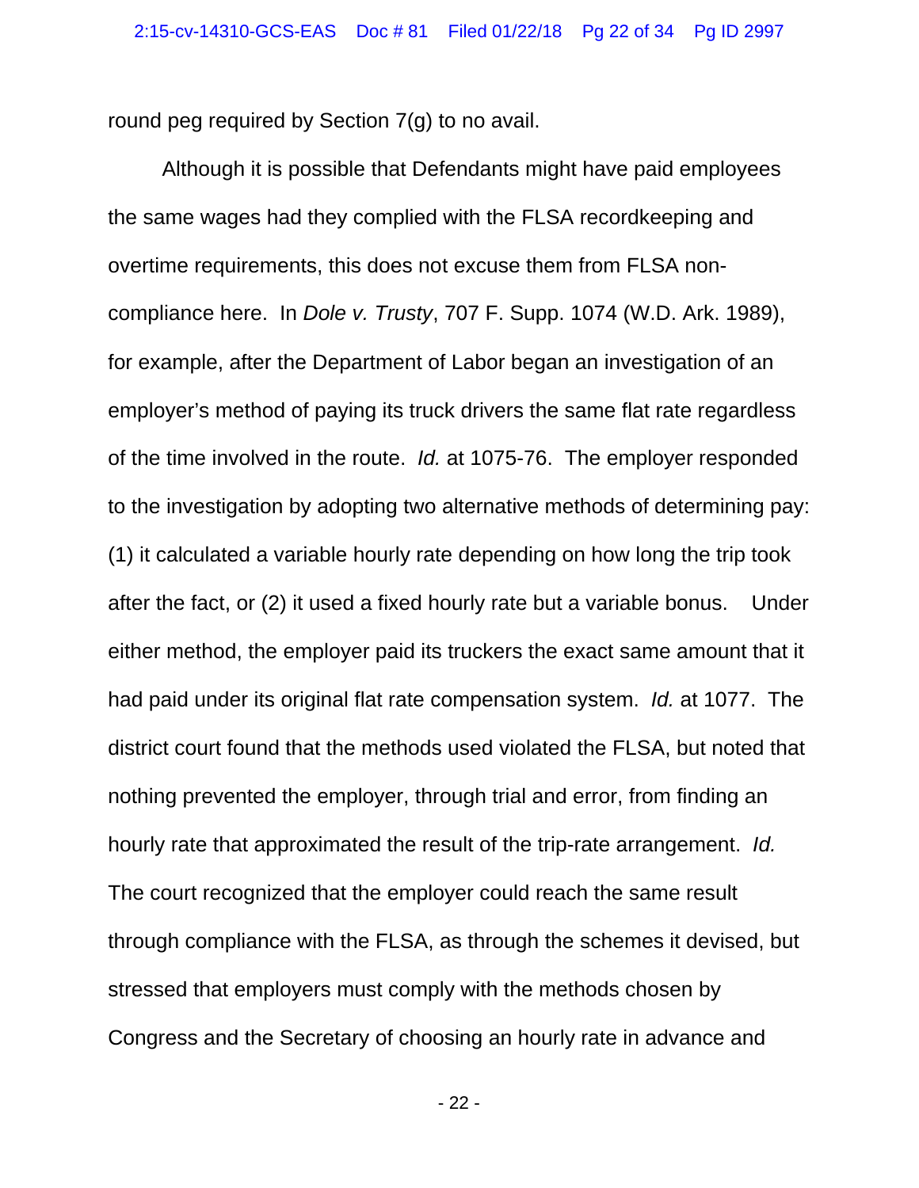round peg required by Section 7(g) to no avail.

Although it is possible that Defendants might have paid employees the same wages had they complied with the FLSA recordkeeping and overtime requirements, this does not excuse them from FLSA non-compliance here. In *Dole v. Trusty*, 707 F. Supp. 1074 (W.D. Ark. 1989), for example, after the Department of Labor began an investigation of an employer's method of paying its truck drivers the same flat rate regardless of the time involved in the route. *Id.* at 1075-76. The employer responded to the investigation by adopting two alternative methods of determining pay: (1) it calculated a variable hourly rate depending on how long the trip took after the fact, or (2) it used a fixed hourly rate but a variable bonus. Under either method, the employer paid its truckers the exact same amount that it had paid under its original flat rate compensation system. *Id.* at 1077. The district court found that the methods used violated the FLSA, but noted that nothing prevented the employer, through trial and error, from finding an hourly rate that approximated the result of the trip-rate arrangement. *Id.* The court recognized that the employer could reach the same result through compliance with the FLSA, as through the schemes it devised, but stressed that employers must comply with the methods chosen by Congress and the Secretary of choosing an hourly rate in advance and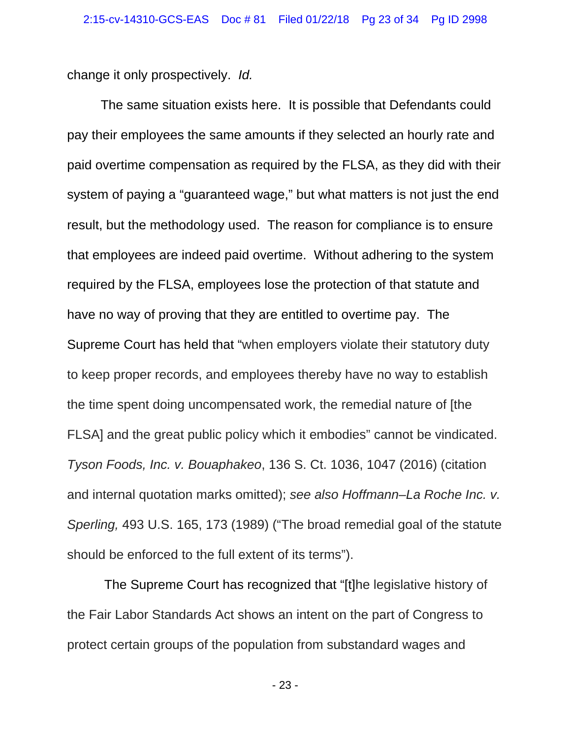change it only prospectively. *Id.*

The same situation exists here. It is possible that Defendants could pay their employees the same amounts if they selected an hourly rate and paid overtime compensation as required by the FLSA, as they did with their system of paying a "guaranteed wage," but what matters is not just the end result, but the methodology used. The reason for compliance is to ensure that employees are indeed paid overtime. Without adhering to the system required by the FLSA, employees lose the protection of that statute and have no way of proving that they are entitled to overtime pay. The Supreme Court has held that "when employers violate their statutory duty to keep proper records, and employees thereby have no way to establish the time spent doing uncompensated work, the remedial nature of [the FLSA] and the great public policy which it embodies" cannot be vindicated. *Tyson Foods, Inc. v. Bouaphakeo*, 136 S. Ct. 1036, 1047 (2016) (citation and internal quotation marks omitted); *see also Hoffmann–La Roche Inc. v. Sperling,* 493 U.S. 165, 173 (1989) ("The broad remedial goal of the statute should be enforced to the full extent of its terms").

The Supreme Court has recognized that "[t]he legislative history of the Fair Labor Standards Act shows an intent on the part of Congress to protect certain groups of the population from substandard wages and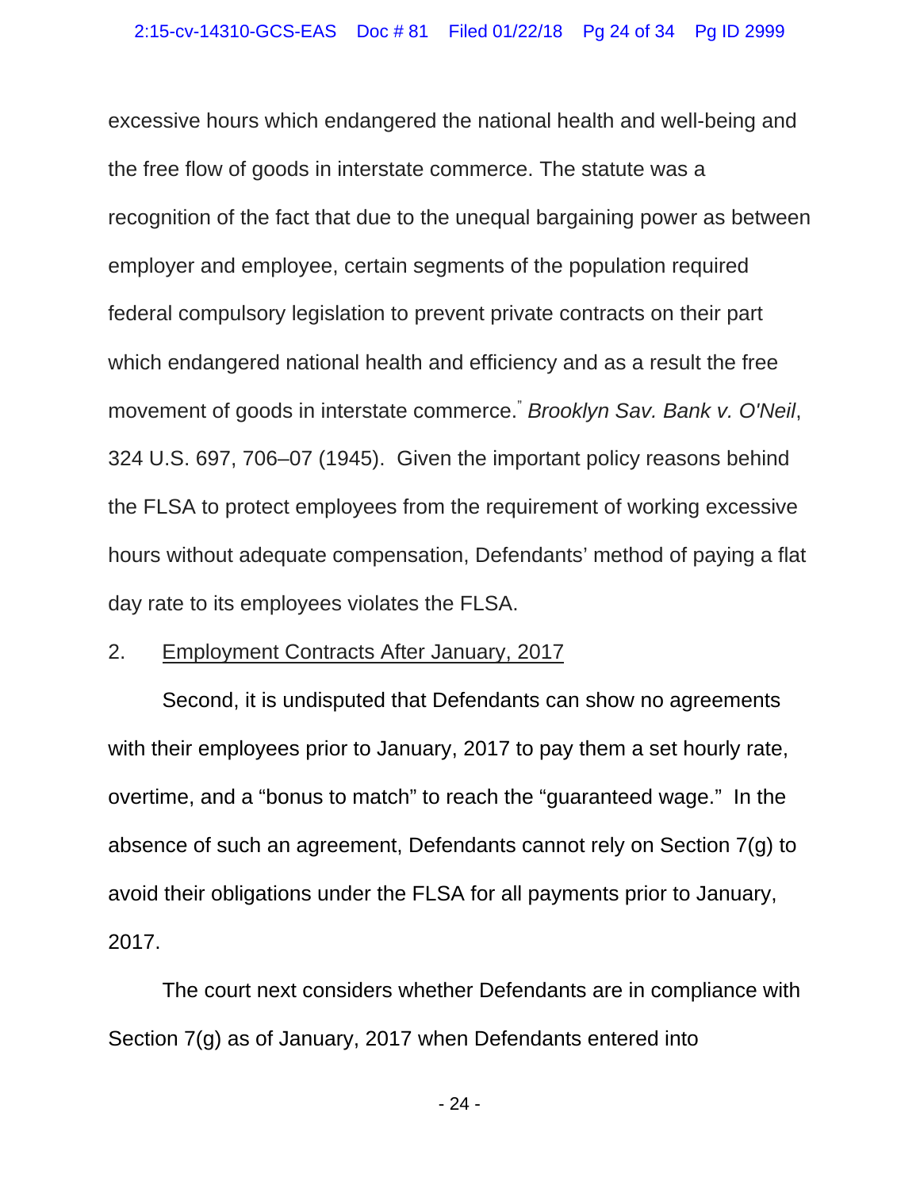excessive hours which endangered the national health and well-being and the free flow of goods in interstate commerce. The statute was a recognition of the fact that due to the unequal bargaining power as between employer and employee, certain segments of the population required federal compulsory legislation to prevent private contracts on their part which endangered national health and efficiency and as a result the free movement of goods in interstate commerce." *Brooklyn Sav. Bank v. O'Neil*, 324 U.S. 697, 706–07 (1945). Given the important policy reasons behind the FLSA to protect employees from the requirement of working excessive hours without adequate compensation, Defendants' method of paying a flat day rate to its employees violates the FLSA.

2. Employment Contracts After January, 2017

Second, it is undisputed that Defendants can show no agreements with their employees prior to January, 2017 to pay them a set hourly rate, overtime, and a "bonus to match" to reach the "guaranteed wage." In the absence of such an agreement, Defendants cannot rely on Section 7(g) to avoid their obligations under the FLSA for all payments prior to January, 2017.

The court next considers whether Defendants are in compliance with Section 7(g) as of January, 2017 when Defendants entered into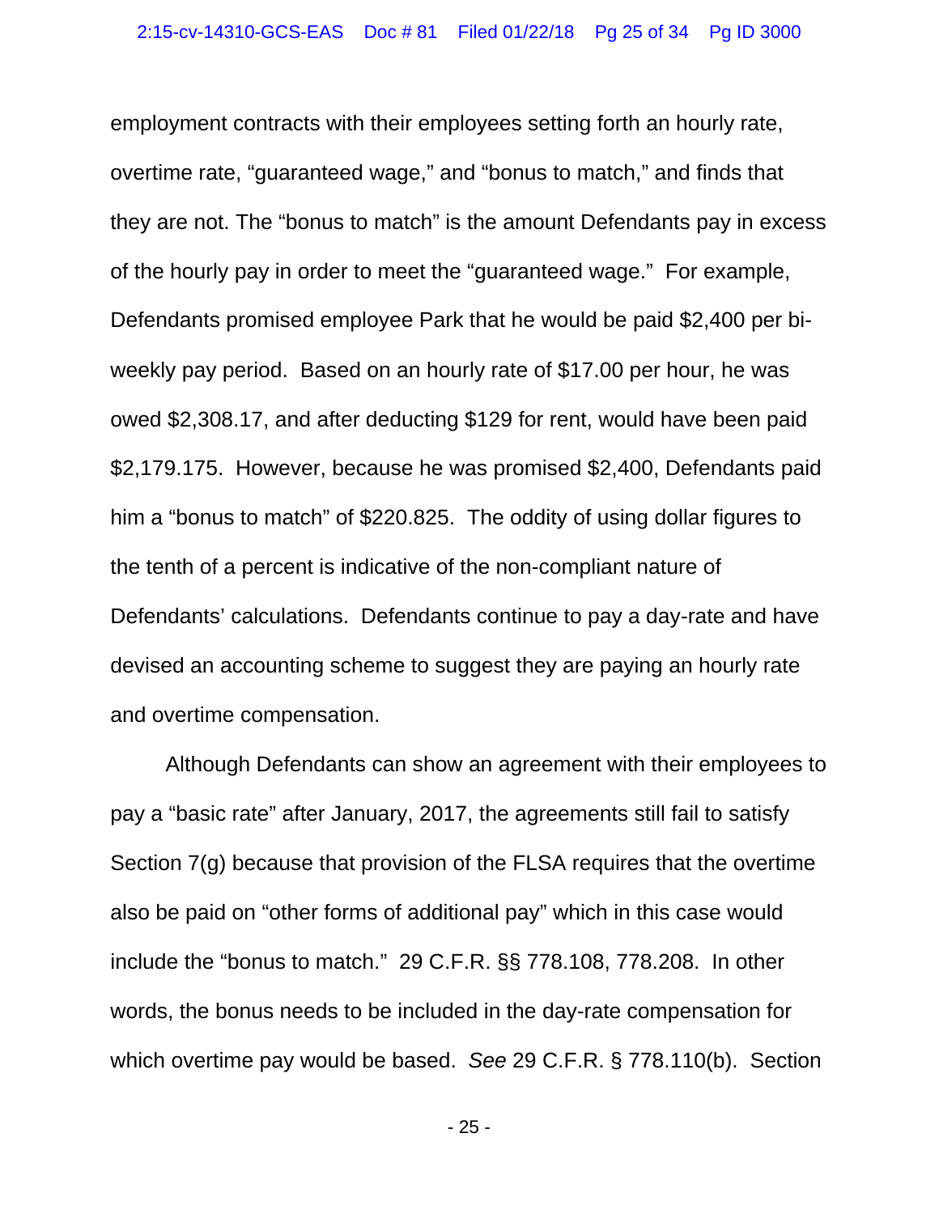employment contracts with their employees setting forth an hourly rate, overtime rate, "guaranteed wage," and "bonus to match," and finds that they are not. The "bonus to match" is the amount Defendants pay in excess of the hourly pay in order to meet the "guaranteed wage." For example, Defendants promised employee Park that he would be paid $2,400 per bi-weekly pay period. Based on an hourly rate of $17.00 per hour, he was owed $2,308.17, and after deducting $129 for rent, would have been paid $2,179.175. However, because he was promised $2,400, Defendants paid him a "bonus to match" of $220.825. The oddity of using dollar figures to the tenth of a percent is indicative of the non-compliant nature of Defendants' calculations. Defendants continue to pay a day-rate and have devised an accounting scheme to suggest they are paying an hourly rate and overtime compensation.

Although Defendants can show an agreement with their employees to pay a "basic rate" after January, 2017, the agreements still fail to satisfy Section 7(g) because that provision of the FLSA requires that the overtime also be paid on "other forms of additional pay" which in this case would include the "bonus to match." 29 C.F.R. §§ 778.108, 778.208. In other words, the bonus needs to be included in the day-rate compensation for which overtime pay would be based. *See* 29 C.F.R. § 778.110(b). Section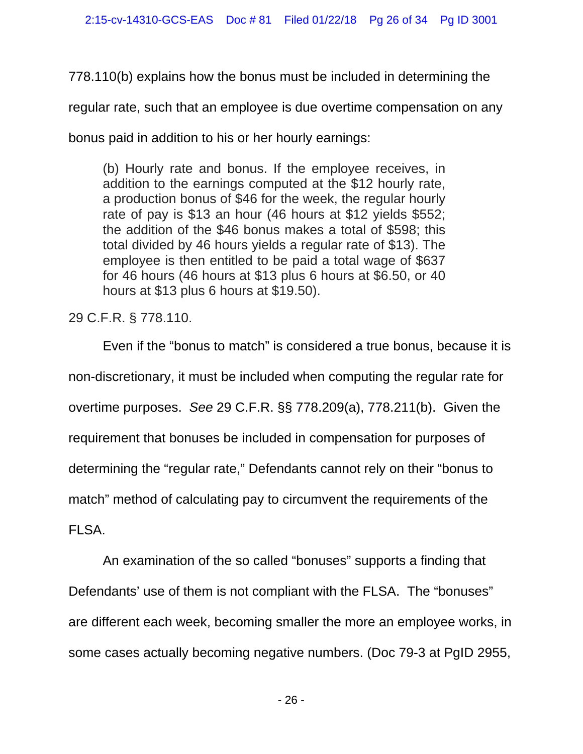778.110(b) explains how the bonus must be included in determining the regular rate, such that an employee is due overtime compensation on any bonus paid in addition to his or her hourly earnings:

> (b) Hourly rate and bonus. If the employee receives, in addition to the earnings computed at the $12 hourly rate, a production bonus of $46 for the week, the regular hourly rate of pay is $13 an hour (46 hours at $12 yields $552; the addition of the $46 bonus makes a total of $598; this total divided by 46 hours yields a regular rate of $13). The employee is then entitled to be paid a total wage of $637 for 46 hours (46 hours at $13 plus 6 hours at $6.50, or 40 hours at $13 plus 6 hours at $19.50).

29 C.F.R. § 778.110.

Even if the "bonus to match" is considered a true bonus, because it is non-discretionary, it must be included when computing the regular rate for overtime purposes. *See* 29 C.F.R. §§ 778.209(a), 778.211(b). Given the requirement that bonuses be included in compensation for purposes of determining the "regular rate," Defendants cannot rely on their "bonus to match" method of calculating pay to circumvent the requirements of the FLSA.

An examination of the so called "bonuses" supports a finding that Defendants' use of them is not compliant with the FLSA. The "bonuses" are different each week, becoming smaller the more an employee works, in some cases actually becoming negative numbers. (Doc 79-3 at PgID 2955,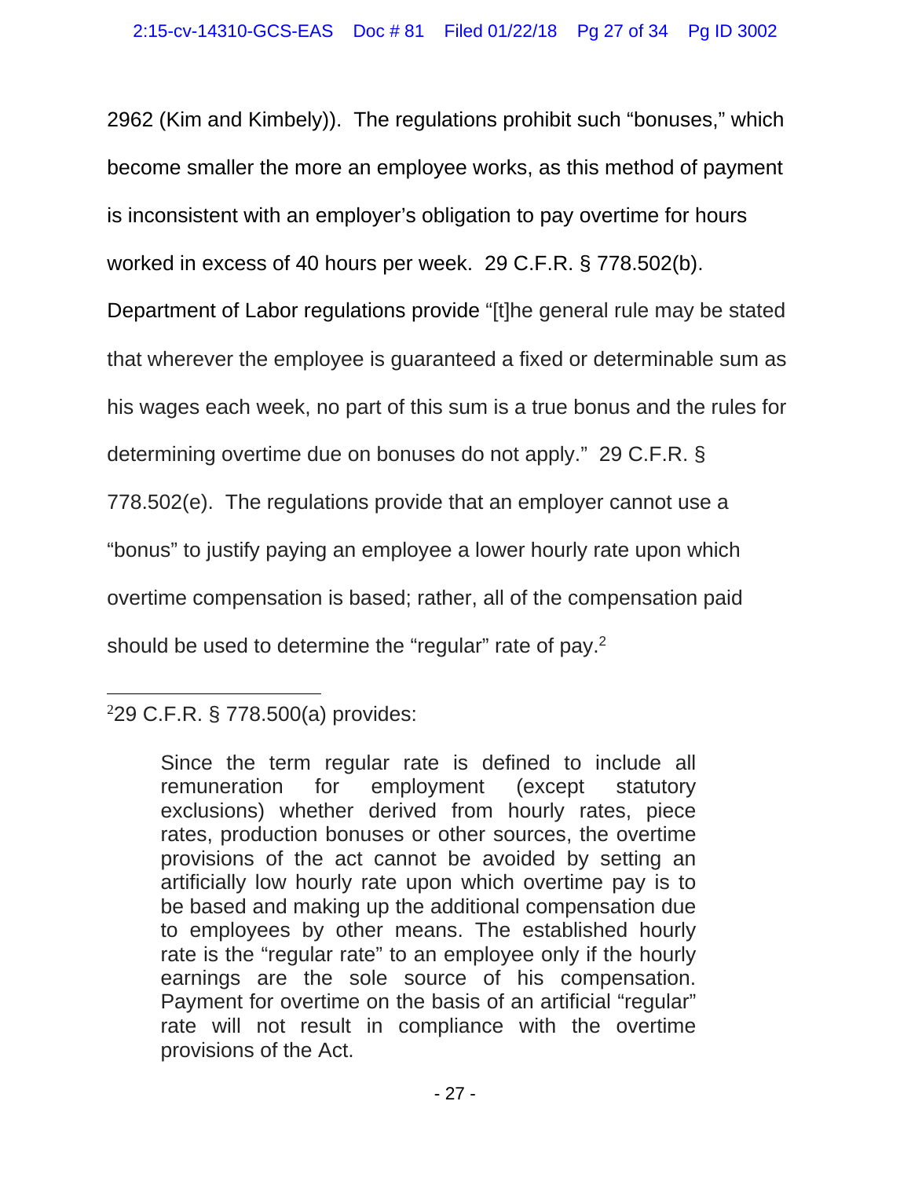2962 (Kim and Kimbely)). The regulations prohibit such "bonuses," which become smaller the more an employee works, as this method of payment is inconsistent with an employer's obligation to pay overtime for hours worked in excess of 40 hours per week. 29 C.F.R. § 778.502(b). Department of Labor regulations provide "[t]he general rule may be stated that wherever the employee is guaranteed a fixed or determinable sum as his wages each week, no part of this sum is a true bonus and the rules for determining overtime due on bonuses do not apply." 29 C.F.R. § 778.502(e). The regulations provide that an employer cannot use a "bonus" to justify paying an employee a lower hourly rate upon which overtime compensation is based; rather, all of the compensation paid should be used to determine the "regular" rate of pay.[2]

---

[2] 29 C.F.R. § 778.500(a) provides:

> Since the term regular rate is defined to include all remuneration for employment (except statutory exclusions) whether derived from hourly rates, piece rates, production bonuses or other sources, the overtime provisions of the act cannot be avoided by setting an artificially low hourly rate upon which overtime pay is to be based and making up the additional compensation due to employees by other means. The established hourly rate is the "regular rate" to an employee only if the hourly earnings are the sole source of his compensation. Payment for overtime on the basis of an artificial "regular" rate will not result in compliance with the overtime provisions of the Act.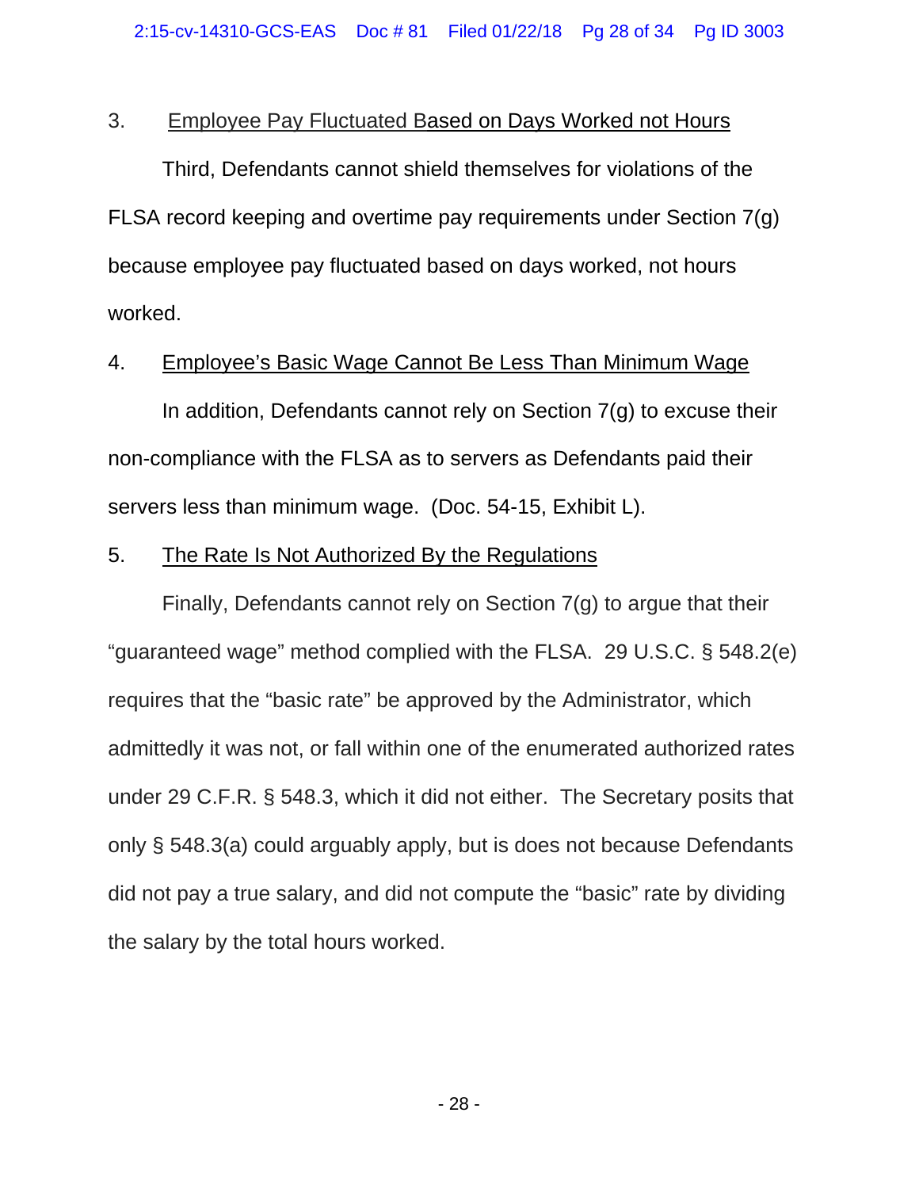3. <u>Employee Pay Fluctuated Based on Days Worked not Hours</u>

Third, Defendants cannot shield themselves for violations of the FLSA record keeping and overtime pay requirements under Section 7(g) because employee pay fluctuated based on days worked, not hours worked.

4. <u>Employee's Basic Wage Cannot Be Less Than Minimum Wage</u>

In addition, Defendants cannot rely on Section 7(g) to excuse their non-compliance with the FLSA as to servers as Defendants paid their servers less than minimum wage. (Doc. 54-15, Exhibit L).

5. <u>The Rate Is Not Authorized By the Regulations</u>

Finally, Defendants cannot rely on Section 7(g) to argue that their "guaranteed wage" method complied with the FLSA. 29 U.S.C. § 548.2(e) requires that the "basic rate" be approved by the Administrator, which admittedly it was not, or fall within one of the enumerated authorized rates under 29 C.F.R. § 548.3, which it did not either. The Secretary posits that only § 548.3(a) could arguably apply, but is does not because Defendants did not pay a true salary, and did not compute the "basic" rate by dividing the salary by the total hours worked.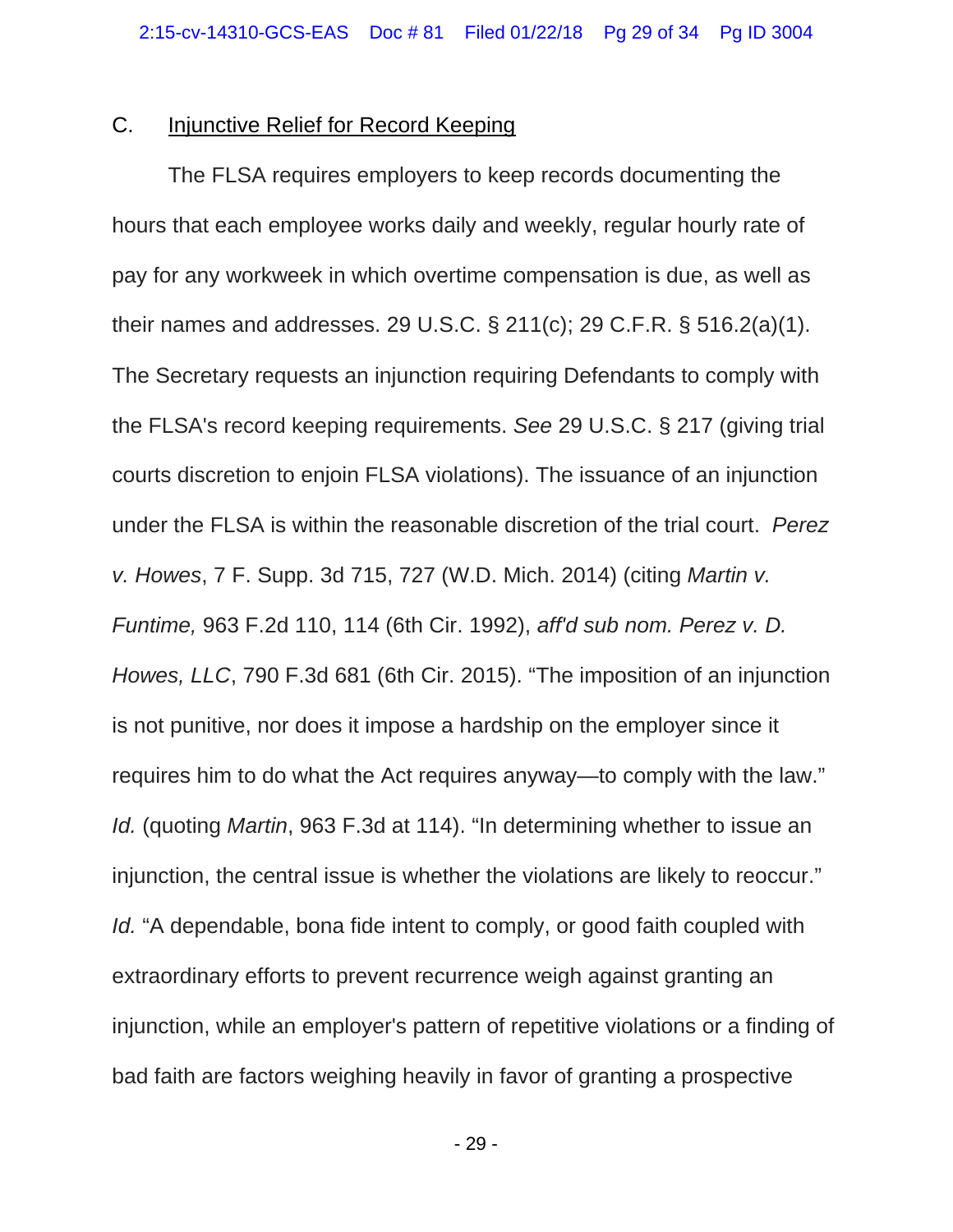C. <u>Injunctive Relief for Record Keeping</u>

The FLSA requires employers to keep records documenting the hours that each employee works daily and weekly, regular hourly rate of pay for any workweek in which overtime compensation is due, as well as their names and addresses. 29 U.S.C. § 211(c); 29 C.F.R. § 516.2(a)(1). The Secretary requests an injunction requiring Defendants to comply with the FLSA's record keeping requirements. *See* 29 U.S.C. § 217 (giving trial courts discretion to enjoin FLSA violations). The issuance of an injunction under the FLSA is within the reasonable discretion of the trial court. *Perez v. Howes*, 7 F. Supp. 3d 715, 727 (W.D. Mich. 2014) (citing *Martin v. Funtime,* 963 F.2d 110, 114 (6th Cir. 1992), *aff'd sub nom. Perez v. D. Howes, LLC*, 790 F.3d 681 (6th Cir. 2015). "The imposition of an injunction is not punitive, nor does it impose a hardship on the employer since it requires him to do what the Act requires anyway—to comply with the law." *Id.* (quoting *Martin*, 963 F.3d at 114). "In determining whether to issue an injunction, the central issue is whether the violations are likely to reoccur." *Id.* "A dependable, bona fide intent to comply, or good faith coupled with extraordinary efforts to prevent recurrence weigh against granting an injunction, while an employer's pattern of repetitive violations or a finding of bad faith are factors weighing heavily in favor of granting a prospective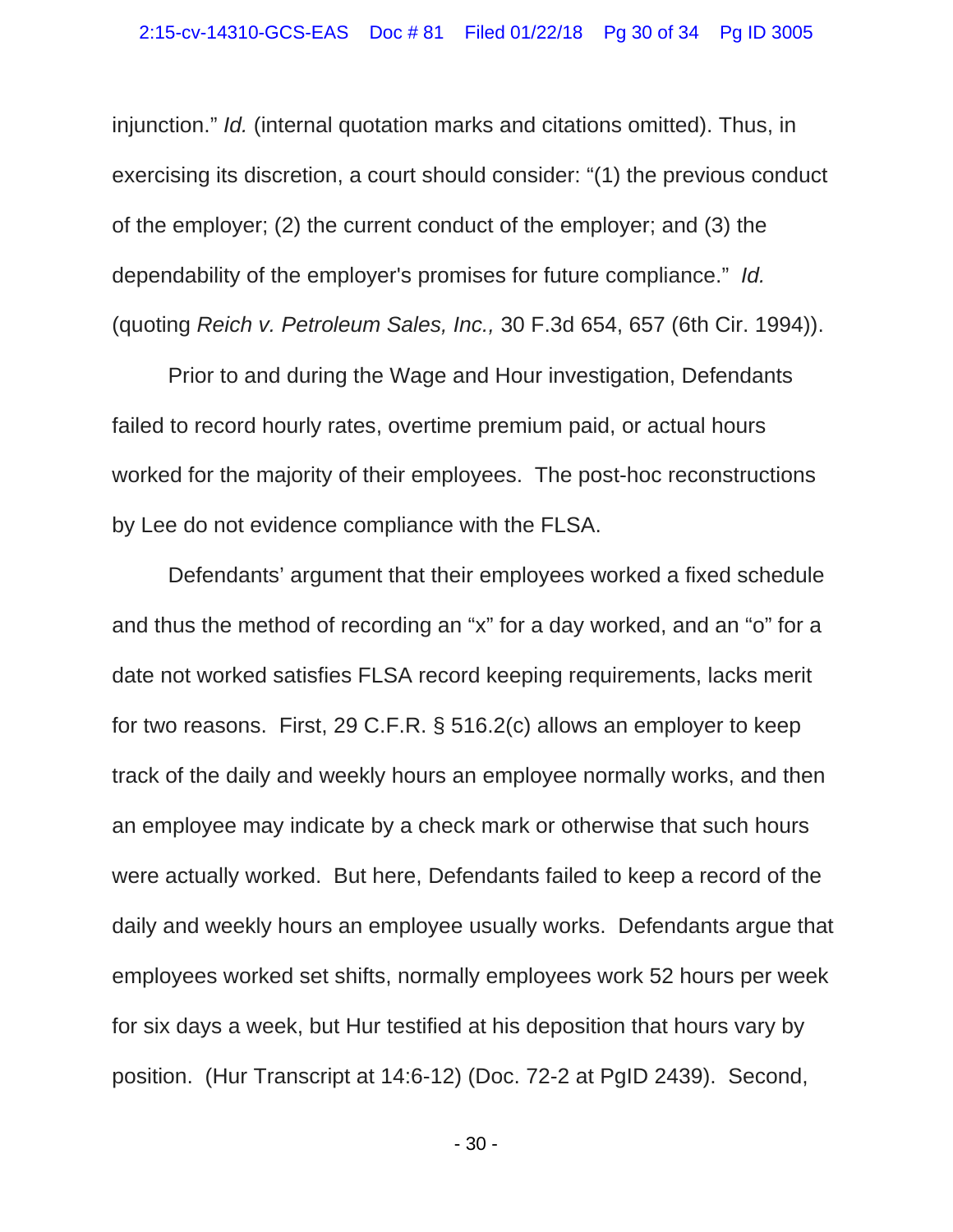injunction." *Id.* (internal quotation marks and citations omitted). Thus, in exercising its discretion, a court should consider: "(1) the previous conduct of the employer; (2) the current conduct of the employer; and (3) the dependability of the employer's promises for future compliance." *Id.* (quoting *Reich v. Petroleum Sales, Inc.,* 30 F.3d 654, 657 (6th Cir. 1994)).

Prior to and during the Wage and Hour investigation, Defendants failed to record hourly rates, overtime premium paid, or actual hours worked for the majority of their employees. The post-hoc reconstructions by Lee do not evidence compliance with the FLSA.

Defendants' argument that their employees worked a fixed schedule and thus the method of recording an "x" for a day worked, and an "o" for a date not worked satisfies FLSA record keeping requirements, lacks merit for two reasons. First, 29 C.F.R. § 516.2(c) allows an employer to keep track of the daily and weekly hours an employee normally works, and then an employee may indicate by a check mark or otherwise that such hours were actually worked. But here, Defendants failed to keep a record of the daily and weekly hours an employee usually works. Defendants argue that employees worked set shifts, normally employees work 52 hours per week for six days a week, but Hur testified at his deposition that hours vary by position. (Hur Transcript at 14:6-12) (Doc. 72-2 at PgID 2439). Second,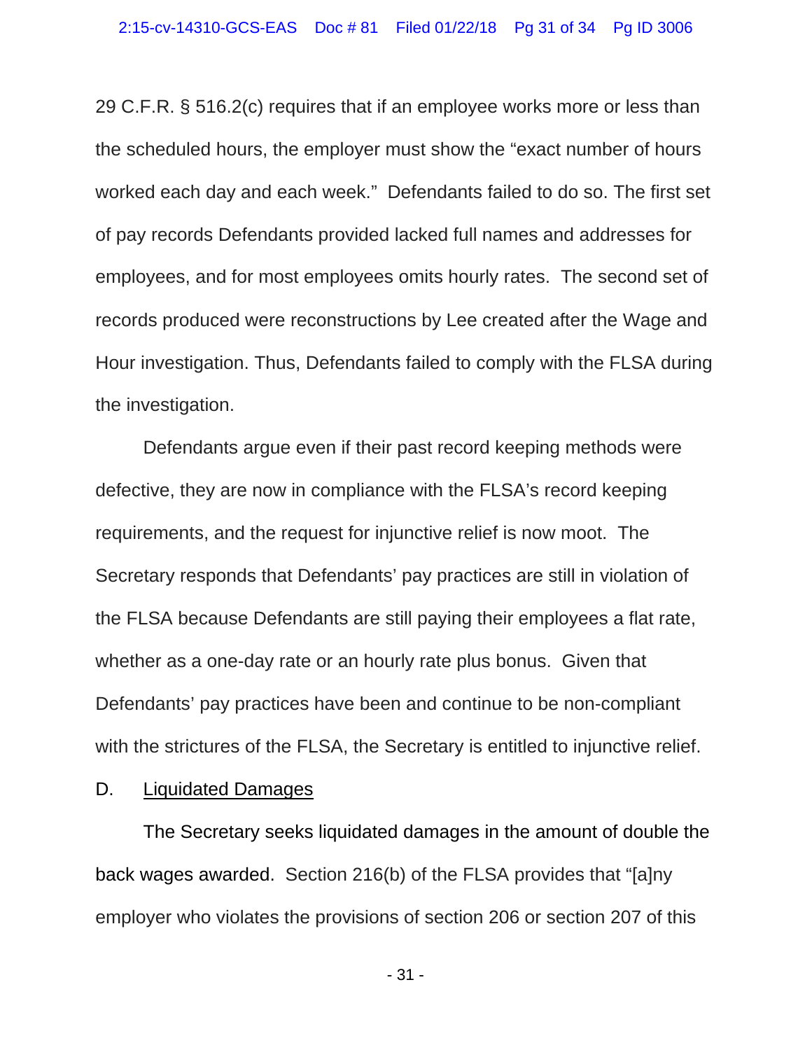29 C.F.R. § 516.2(c) requires that if an employee works more or less than the scheduled hours, the employer must show the "exact number of hours worked each day and each week." Defendants failed to do so. The first set of pay records Defendants provided lacked full names and addresses for employees, and for most employees omits hourly rates. The second set of records produced were reconstructions by Lee created after the Wage and Hour investigation. Thus, Defendants failed to comply with the FLSA during the investigation.

Defendants argue even if their past record keeping methods were defective, they are now in compliance with the FLSA's record keeping requirements, and the request for injunctive relief is now moot. The Secretary responds that Defendants' pay practices are still in violation of the FLSA because Defendants are still paying their employees a flat rate, whether as a one-day rate or an hourly rate plus bonus. Given that Defendants' pay practices have been and continue to be non-compliant with the strictures of the FLSA, the Secretary is entitled to injunctive relief.

D. Liquidated Damages

The Secretary seeks liquidated damages in the amount of double the back wages awarded. Section 216(b) of the FLSA provides that "[a]ny employer who violates the provisions of section 206 or section 207 of this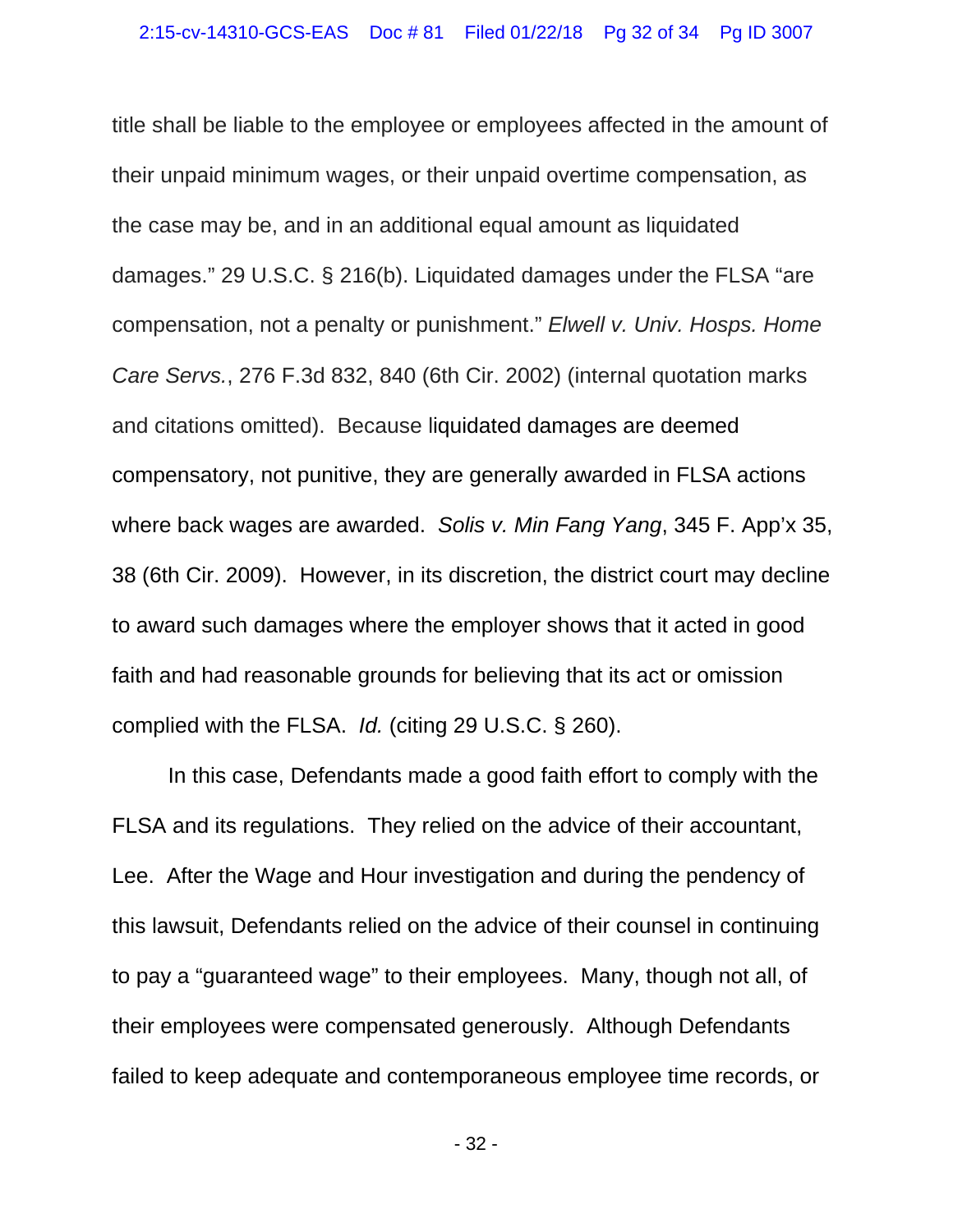title shall be liable to the employee or employees affected in the amount of their unpaid minimum wages, or their unpaid overtime compensation, as the case may be, and in an additional equal amount as liquidated damages." 29 U.S.C. § 216(b). Liquidated damages under the FLSA "are compensation, not a penalty or punishment." *Elwell v. Univ. Hosps. Home Care Servs.*, 276 F.3d 832, 840 (6th Cir. 2002) (internal quotation marks and citations omitted). Because liquidated damages are deemed compensatory, not punitive, they are generally awarded in FLSA actions where back wages are awarded. *Solis v. Min Fang Yang*, 345 F. App'x 35, 38 (6th Cir. 2009). However, in its discretion, the district court may decline to award such damages where the employer shows that it acted in good faith and had reasonable grounds for believing that its act or omission complied with the FLSA. *Id.* (citing 29 U.S.C. § 260).

In this case, Defendants made a good faith effort to comply with the FLSA and its regulations. They relied on the advice of their accountant, Lee. After the Wage and Hour investigation and during the pendency of this lawsuit, Defendants relied on the advice of their counsel in continuing to pay a "guaranteed wage" to their employees. Many, though not all, of their employees were compensated generously. Although Defendants failed to keep adequate and contemporaneous employee time records, or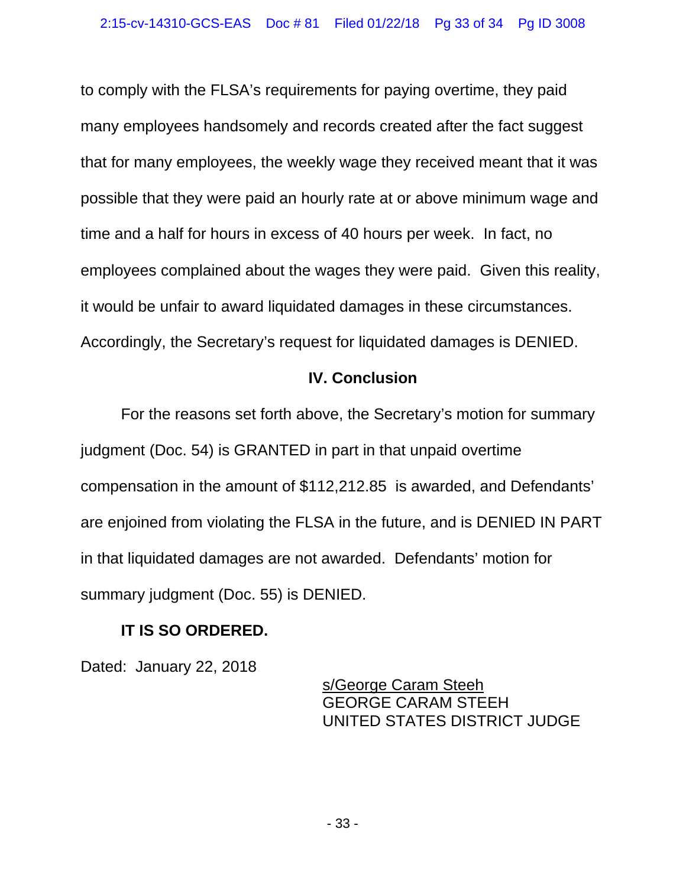to comply with the FLSA's requirements for paying overtime, they paid many employees handsomely and records created after the fact suggest that for many employees, the weekly wage they received meant that it was possible that they were paid an hourly rate at or above minimum wage and time and a half for hours in excess of 40 hours per week. In fact, no employees complained about the wages they were paid. Given this reality, it would be unfair to award liquidated damages in these circumstances. Accordingly, the Secretary's request for liquidated damages is DENIED.

## IV. Conclusion

For the reasons set forth above, the Secretary's motion for summary judgment (Doc. 54) is GRANTED in part in that unpaid overtime compensation in the amount of $112,212.85 is awarded, and Defendants' are enjoined from violating the FLSA in the future, and is DENIED IN PART in that liquidated damages are not awarded. Defendants' motion for summary judgment (Doc. 55) is DENIED.

**IT IS SO ORDERED.**

Dated: January 22, 2018

s/George Caram Steeh
GEORGE CARAM STEEH
UNITED STATES DISTRICT JUDGE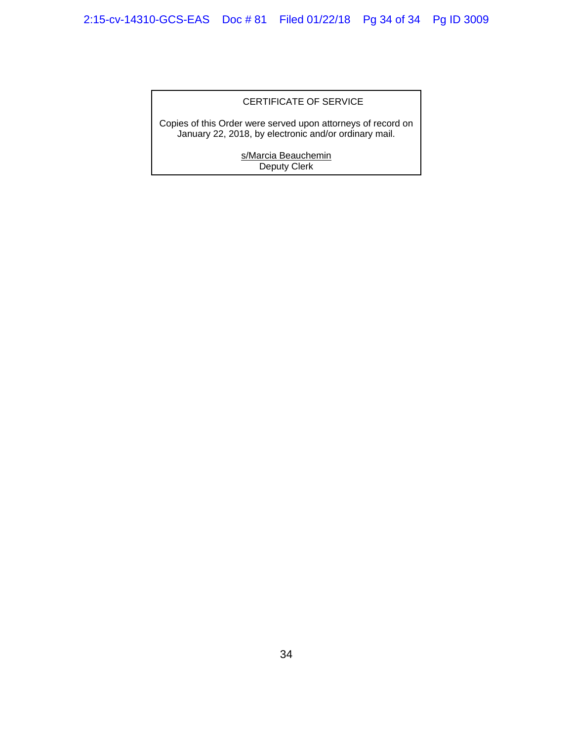CERTIFICATE OF SERVICE

Copies of this Order were served upon attorneys of record on January 22, 2018, by electronic and/or ordinary mail.

s/Marcia Beauchemin
Deputy Clerk